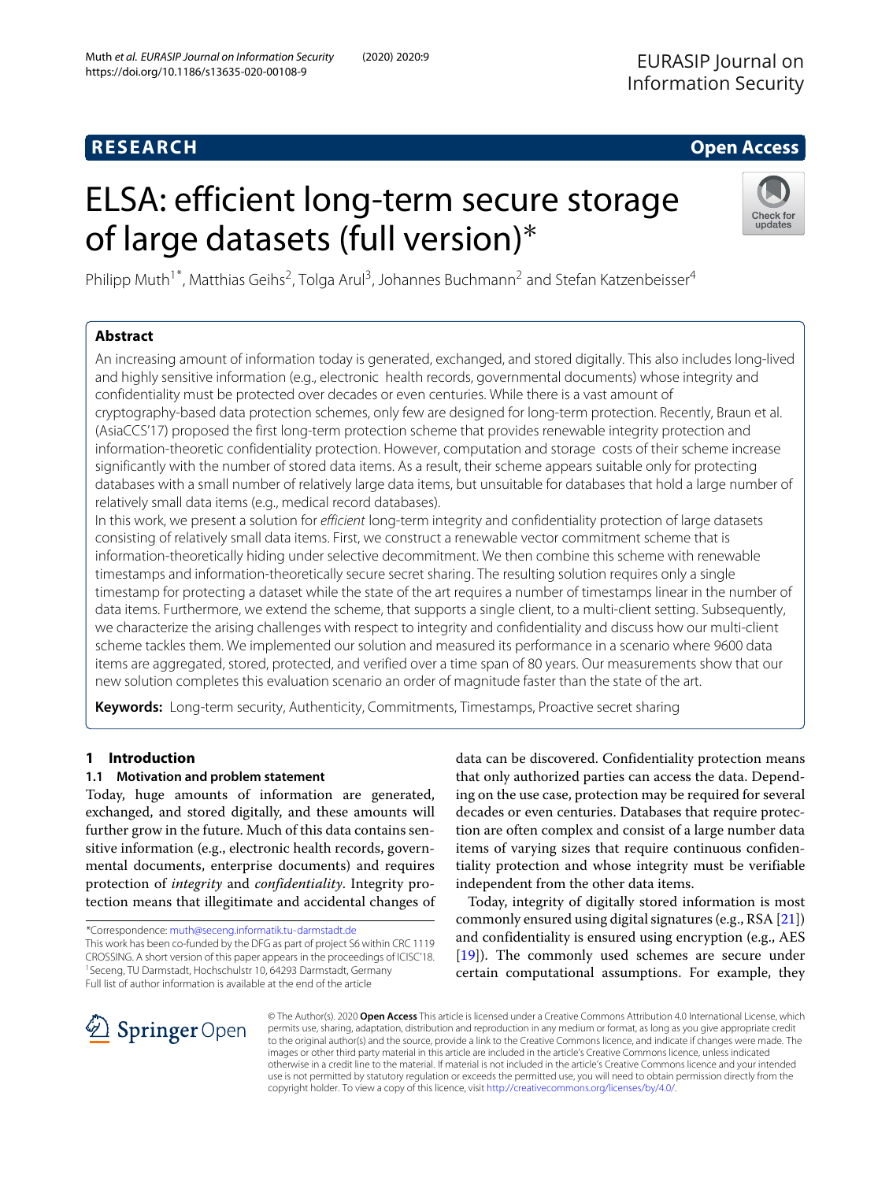RESEARCH | Open Access

# ELSA: efficient long-term secure storage of large datasets (full version)*

Philipp Muth[1*], Matthias Geihs[2], Tolga Arul[3], Johannes Buchmann[2] and Stefan Katzenbeisser[4]

## Abstract

An increasing amount of information today is generated, exchanged, and stored digitally. This also includes long-lived and highly sensitive information (e.g., electronic health records, governmental documents) whose integrity and confidentiality must be protected over decades or even centuries. While there is a vast amount of cryptography-based data protection schemes, only few are designed for long-term protection. Recently, Braun et al. (AsiaCCS'17) proposed the first long-term protection scheme that provides renewable integrity protection and information-theoretic confidentiality protection. However, computation and storage costs of their scheme increase significantly with the number of stored data items. As a result, their scheme appears suitable only for protecting databases with a small number of relatively large data items, but unsuitable for databases that hold a large number of relatively small data items (e.g., medical record databases).

In this work, we present a solution for *efficient* long-term integrity and confidentiality protection of large datasets consisting of relatively small data items. First, we construct a renewable vector commitment scheme that is information-theoretically hiding under selective decommitment. We then combine this scheme with renewable timestamps and information-theoretically secure secret sharing. The resulting solution requires only a single timestamp for protecting a dataset while the state of the art requires a number of timestamps linear in the number of data items. Furthermore, we extend the scheme, that supports a single client, to a multi-client setting. Subsequently, we characterize the arising challenges with respect to integrity and confidentiality and discuss how our multi-client scheme tackles them. We implemented our solution and measured its performance in a scenario where 9600 data items are aggregated, stored, protected, and verified over a time span of 80 years. Our measurements show that our new solution completes this evaluation scenario an order of magnitude faster than the state of the art.

**Keywords:** Long-term security, Authenticity, Commitments, Timestamps, Proactive secret sharing

## 1 Introduction

### 1.1 Motivation and problem statement

Today, huge amounts of information are generated, exchanged, and stored digitally, and these amounts will further grow in the future. Much of this data contains sensitive information (e.g., electronic health records, governmental documents, enterprise documents) and requires protection of *integrity* and *confidentiality*. Integrity protection means that illegitimate and accidental changes of data can be discovered. Confidentiality protection means that only authorized parties can access the data. Depending on the use case, protection may be required for several decades or even centuries. Databases that require protection are often complex and consist of a large number data items of varying sizes that require continuous confidentiality protection and whose integrity must be verifiable independent from the other data items.

Today, integrity of digitally stored information is most commonly ensured using digital signatures (e.g., RSA [21]) and confidentiality is ensured using encryption (e.g., AES [19]). The commonly used schemes are secure under certain computational assumptions. For example, they

*Correspondence: muth@seceng.informatik.tu-darmstadt.de

This work has been co-funded by the DFG as part of project S6 within CRC 1119 CROSSING. A short version of this paper appears in the proceedings of ICISC'18.

[1]Seceng, TU Darmstadt, Hochschulstr 10, 64293 Darmstadt, Germany

Full list of author information is available at the end of the article

© The Author(s). 2020 **Open Access** This article is licensed under a Creative Commons Attribution 4.0 International License, which permits use, sharing, adaptation, distribution and reproduction in any medium or format, as long as you give appropriate credit to the original author(s) and the source, provide a link to the Creative Commons licence, and indicate if changes were made. The images or other third party material in this article are included in the article's Creative Commons licence, unless indicated otherwise in a credit line to the material. If material is not included in the article's Creative Commons licence and your intended use is not permitted by statutory regulation or exceeds the permitted use, you will need to obtain permission directly from the copyright holder. To view a copy of this licence, visit http://creativecommons.org/licenses/by/4.0/.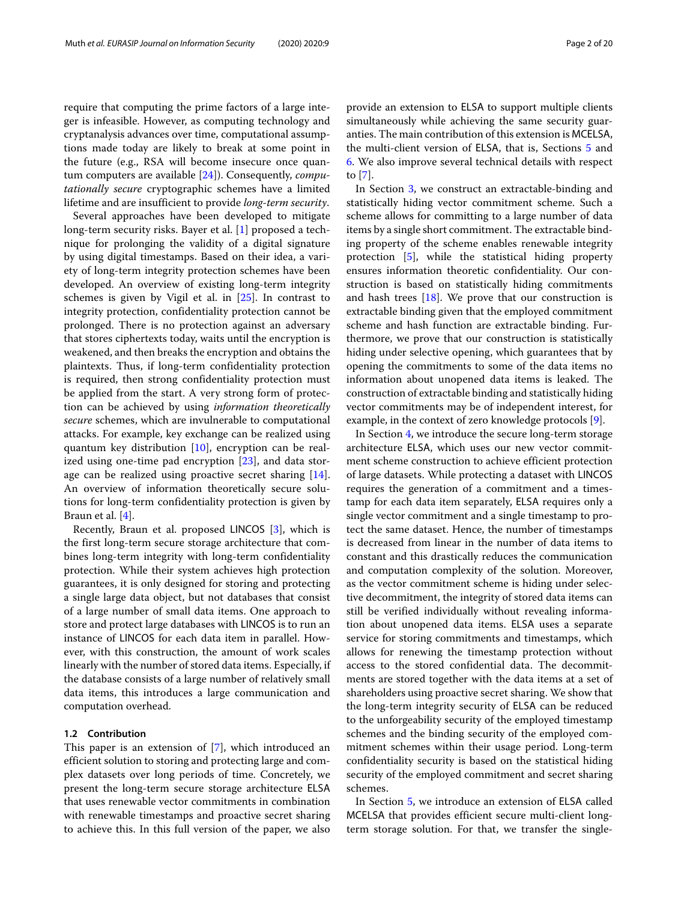require that computing the prime factors of a large integer is infeasible. However, as computing technology and cryptanalysis advances over time, computational assumptions made today are likely to break at some point in the future (e.g., RSA will become insecure once quantum computers are available [24]). Consequently, *computationally secure* cryptographic schemes have a limited lifetime and are insufficient to provide *long-term security*.

Several approaches have been developed to mitigate long-term security risks. Bayer et al. [1] proposed a technique for prolonging the validity of a digital signature by using digital timestamps. Based on their idea, a variety of long-term integrity protection schemes have been developed. An overview of existing long-term integrity schemes is given by Vigil et al. in [25]. In contrast to integrity protection, confidentiality protection cannot be prolonged. There is no protection against an adversary that stores ciphertexts today, waits until the encryption is weakened, and then breaks the encryption and obtains the plaintexts. Thus, if long-term confidentiality protection is required, then strong confidentiality protection must be applied from the start. A very strong form of protection can be achieved by using *information theoretically secure* schemes, which are invulnerable to computational attacks. For example, key exchange can be realized using quantum key distribution [10], encryption can be realized using one-time pad encryption [23], and data storage can be realized using proactive secret sharing [14]. An overview of information theoretically secure solutions for long-term confidentiality protection is given by Braun et al. [4].

Recently, Braun et al. proposed LINCOS [3], which is the first long-term secure storage architecture that combines long-term integrity with long-term confidentiality protection. While their system achieves high protection guarantees, it is only designed for storing and protecting a single large data object, but not databases that consist of a large number of small data items. One approach to store and protect large databases with LINCOS is to run an instance of LINCOS for each data item in parallel. However, with this construction, the amount of work scales linearly with the number of stored data items. Especially, if the database consists of a large number of relatively small data items, this introduces a large communication and computation overhead.

### 1.2 Contribution

This paper is an extension of [7], which introduced an efficient solution to storing and protecting large and complex datasets over long periods of time. Concretely, we present the long-term secure storage architecture ELSA that uses renewable vector commitments in combination with renewable timestamps and proactive secret sharing to achieve this. In this full version of the paper, we also provide an extension to ELSA to support multiple clients simultaneously while achieving the same security guarantees. The main contribution of this extension is MCELSA, the multi-client version of ELSA, that is, Sections 5 and 6. We also improve several technical details with respect to [7].

In Section 3, we construct an extractable-binding and statistically hiding vector commitment scheme. Such a scheme allows for committing to a large number of data items by a single short commitment. The extractable binding property of the scheme enables renewable integrity protection [5], while the statistical hiding property ensures information theoretic confidentiality. Our construction is based on statistically hiding commitments and hash trees [18]. We prove that our construction is extractable binding given that the employed commitment scheme and hash function are extractable binding. Furthermore, we prove that our construction is statistically hiding under selective opening, which guarantees that by opening the commitments to some of the data items no information about unopened data items is leaked. The construction of extractable binding and statistically hiding vector commitments may be of independent interest, for example, in the context of zero knowledge protocols [9].

In Section 4, we introduce the secure long-term storage architecture ELSA, which uses our new vector commitment scheme construction to achieve efficient protection of large datasets. While protecting a dataset with LINCOS requires the generation of a commitment and a timestamp for each data item separately, ELSA requires only a single vector commitment and a single timestamp to protect the same dataset. Hence, the number of timestamps is decreased from linear in the number of data items to constant and this drastically reduces the communication and computation complexity of the solution. Moreover, as the vector commitment scheme is hiding under selective decommitment, the integrity of stored data items can still be verified individually without revealing information about unopened data items. ELSA uses a separate service for storing commitments and timestamps, which allows for renewing the timestamp protection without access to the stored confidential data. The decommitments are stored together with the data items at a set of shareholders using proactive secret sharing. We show that the long-term integrity security of ELSA can be reduced to the unforgeability security of the employed timestamp schemes and the binding security of the employed commitment schemes within their usage period. Long-term confidentiality security is based on the statistical hiding security of the employed commitment and secret sharing schemes.

In Section 5, we introduce an extension of ELSA called MCELSA that provides efficient secure multi-client long-term storage solution. For that, we transfer the single-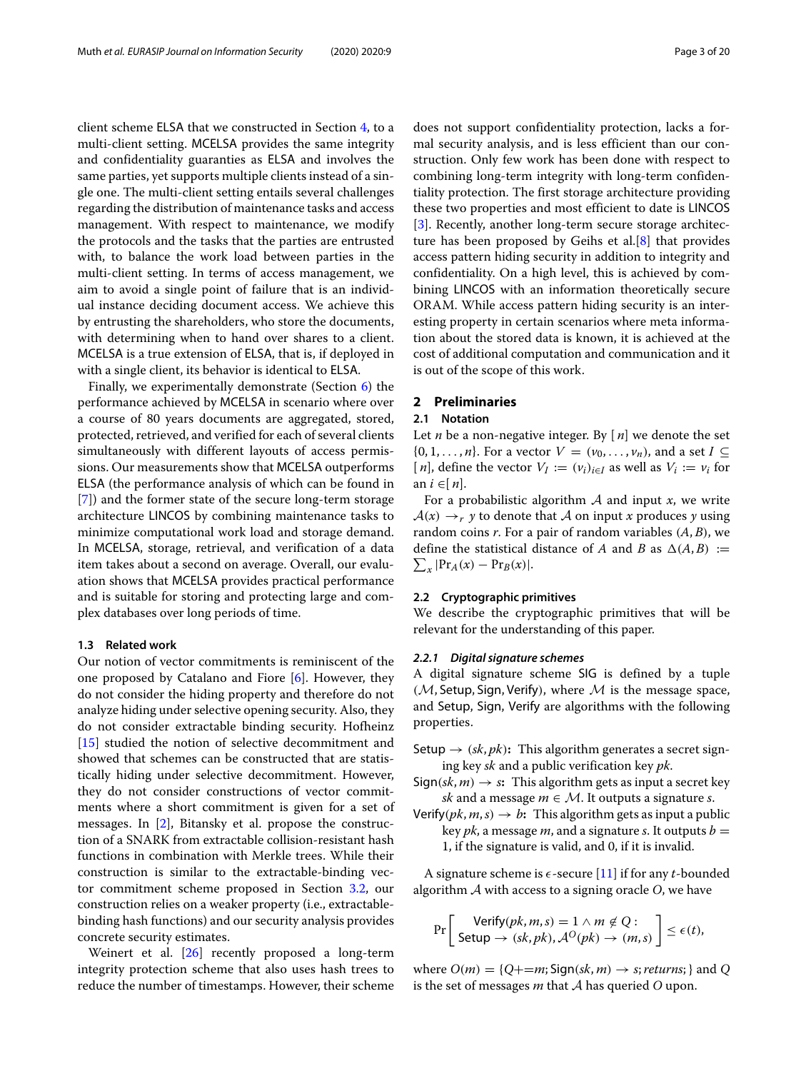client scheme ELSA that we constructed in Section 4, to a multi-client setting. MCELSA provides the same integrity and confidentiality guarantees as ELSA and involves the same parties, yet supports multiple clients instead of a single one. The multi-client setting entails several challenges regarding the distribution of maintenance tasks and access management. With respect to maintenance, we modify the protocols and the tasks that the parties are entrusted with, to balance the work load between parties in the multi-client setting. In terms of access management, we aim to avoid a single point of failure that is an individual instance deciding document access. We achieve this by entrusting the shareholders, who store the documents, with determining when to hand over shares to a client. MCELSA is a true extension of ELSA, that is, if deployed in with a single client, its behavior is identical to ELSA.

Finally, we experimentally demonstrate (Section 6) the performance achieved by MCELSA in scenario where over a course of 80 years documents are aggregated, stored, protected, retrieved, and verified for each of several clients simultaneously with different layouts of access permissions. Our measurements show that MCELSA outperforms ELSA (the performance analysis of which can be found in [7]) and the former state of the secure long-term storage architecture LINCOS by combining maintenance tasks to minimize computational work load and storage demand. In MCELSA, storage, retrieval, and verification of a data item takes about a second on average. Overall, our evaluation shows that MCELSA provides practical performance and is suitable for storing and protecting large and complex databases over long periods of time.

### 1.3 Related work

Our notion of vector commitments is reminiscent of the one proposed by Catalano and Fiore [6]. However, they do not consider the hiding property and therefore do not analyze hiding under selective opening security. Also, they do not consider extractable binding security. Hofheinz [15] studied the notion of selective decommitment and showed that schemes can be constructed that are statistically hiding under selective decommitment. However, they do not consider constructions of vector commitments where a short commitment is given for a set of messages. In [2], Bitansky et al. propose the construction of a SNARK from extractable collision-resistant hash functions in combination with Merkle trees. While their construction is similar to the extractable-binding vector commitment scheme proposed in Section 3.2, our construction relies on a weaker property (i.e., extractable-binding hash functions) and our security analysis provides concrete security estimates.

Weinert et al. [26] recently proposed a long-term integrity protection scheme that also uses hash trees to reduce the number of timestamps. However, their scheme does not support confidentiality protection, lacks a formal security analysis, and is less efficient than our construction. Only few work has been done with respect to combining long-term integrity with long-term confidentiality protection. The first storage architecture providing these two properties and most efficient to date is LINCOS [3]. Recently, another long-term secure storage architecture has been proposed by Geihs et al.[8] that provides access pattern hiding security in addition to integrity and confidentiality. On a high level, this is achieved by combining LINCOS with an information theoretically secure ORAM. While access pattern hiding security is an interesting property in certain scenarios where meta information about the stored data is known, it is achieved at the cost of additional computation and communication and it is out of the scope of this work.

## 2 Preliminaries

### 2.1 Notation

Let $n$ be a non-negative integer. By $[n]$ we denote the set $\{0, 1, \ldots, n\}$. For a vector $V = (v_0, \ldots, v_n)$, and a set $I \subseteq [n]$, define the vector $V_I := (v_i)_{i \in I}$ as well as $V_i := v_i$ for an $i \in [n]$.

For a probabilistic algorithm $\mathcal{A}$ and input $x$, we write $\mathcal{A}(x) \rightarrow_r y$ to denote that $\mathcal{A}$ on input $x$ produces $y$ using random coins $r$. For a pair of random variables $(A, B)$, we define the statistical distance of $A$ and $B$ as $\Delta(A, B) := \sum_x |\Pr_A(x) - \Pr_B(x)|$.

### 2.2 Cryptographic primitives

We describe the cryptographic primitives that will be relevant for the understanding of this paper.

#### 2.2.1 Digital signature schemes

A digital signature scheme SIG is defined by a tuple $(\mathcal{M}, \mathsf{Setup}, \mathsf{Sign}, \mathsf{Verify})$, where $\mathcal{M}$ is the message space, and Setup, Sign, Verify are algorithms with the following properties.

**Setup $\rightarrow (sk, pk)$:** This algorithm generates a secret signing key $sk$ and a public verification key $pk$.

**Sign$(sk, m) \rightarrow s$:** This algorithm gets as input a secret key $sk$ and a message $m \in \mathcal{M}$. It outputs a signature $s$.

**Verify$(pk, m, s) \rightarrow b$:** This algorithm gets as input a public key $pk$, a message $m$, and a signature $s$. It outputs $b = 1$, if the signature is valid, and 0, if it is invalid.

A signature scheme is $\epsilon$-secure [11] if for any $t$-bounded algorithm $\mathcal{A}$ with access to a signing oracle $O$, we have

$$\Pr\left[\begin{array}{c}\mathsf{Verify}(pk, m, s) = 1 \wedge m \notin Q : \\ \mathsf{Setup} \rightarrow (sk, pk), \mathcal{A}^{O}(pk) \rightarrow (m, s)\end{array}\right] \leq \epsilon(t),$$

where $O(m) = \{Q{+}{=}m; \mathsf{Sign}(sk, m) \rightarrow s; returns; \}$ and $Q$ is the set of messages $m$ that $\mathcal{A}$ has queried $O$ upon.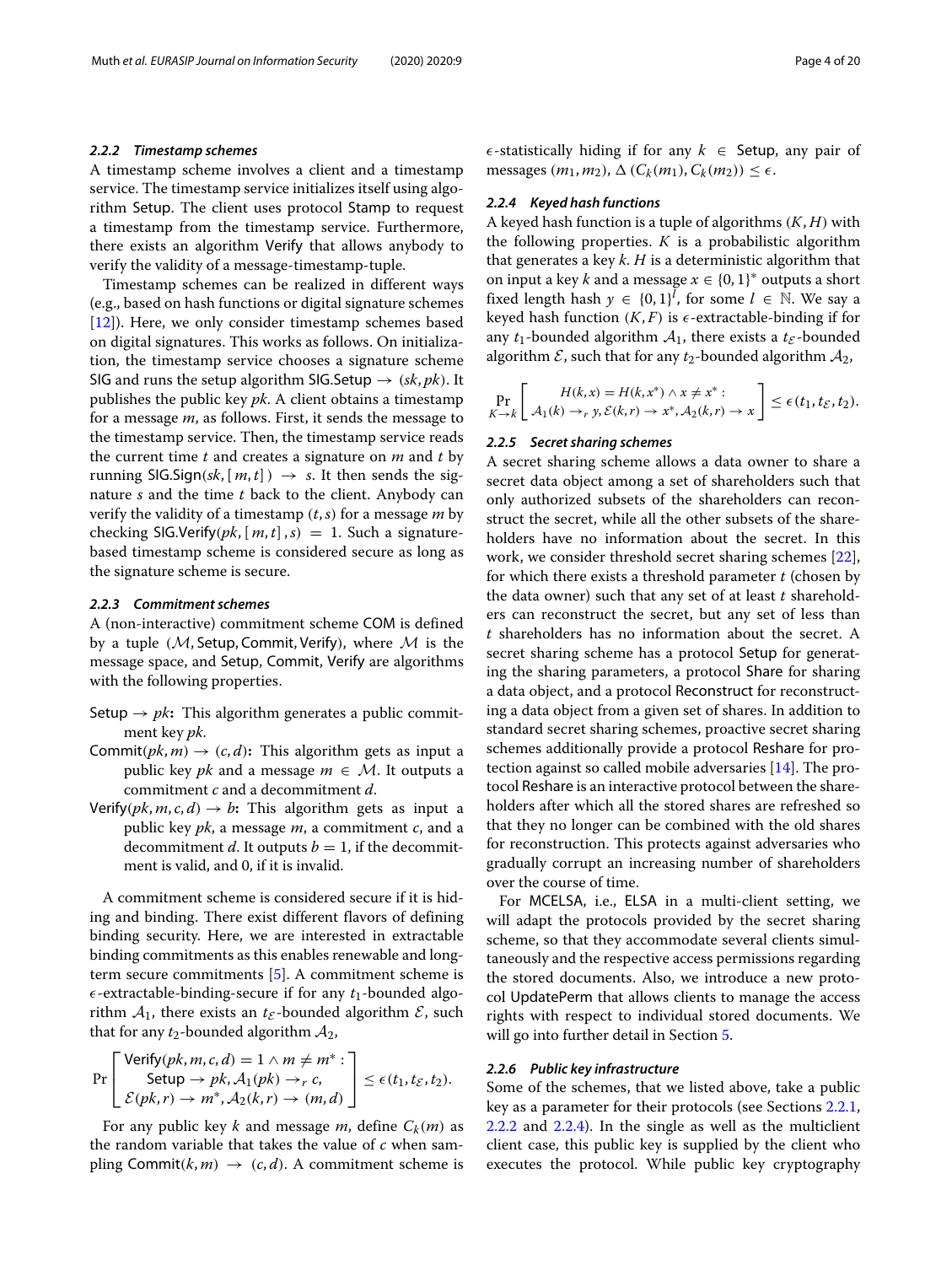#### 2.2.2 Timestamp schemes

A timestamp scheme involves a client and a timestamp service. The timestamp service initializes itself using algorithm Setup. The client uses protocol Stamp to request a timestamp from the timestamp service. Furthermore, there exists an algorithm Verify that allows anybody to verify the validity of a message-timestamp-tuple.

Timestamp schemes can be realized in different ways (e.g., based on hash functions or digital signature schemes [12]). Here, we only consider timestamp schemes based on digital signatures. This works as follows. On initialization, the timestamp service chooses a signature scheme SIG and runs the setup algorithm $\mathsf{SIG.Setup} \rightarrow (sk, pk)$. It publishes the public key $pk$. A client obtains a timestamp for a message $m$, as follows. First, it sends the message to the timestamp service. Then, the timestamp service reads the current time $t$ and creates a signature on $m$ and $t$ by running $\mathsf{SIG.Sign}(sk, [m, t]) \rightarrow s$. It then sends the signature $s$ and the time $t$ back to the client. Anybody can verify the validity of a timestamp $(t, s)$ for a message $m$ by checking $\mathsf{SIG.Verify}(pk, [m, t], s) = 1$. Such a signature-based timestamp scheme is considered secure as long as the signature scheme is secure.

#### 2.2.3 Commitment schemes

A (non-interactive) commitment scheme COM is defined by a tuple $(\mathcal{M}, \mathsf{Setup}, \mathsf{Commit}, \mathsf{Verify})$, where $\mathcal{M}$ is the message space, and Setup, Commit, Verify are algorithms with the following properties.

- $\mathsf{Setup} \rightarrow pk$**:** This algorithm generates a public commitment key $pk$.
- $\mathsf{Commit}(pk, m) \rightarrow (c, d)$**:** This algorithm gets as input a public key $pk$ and a message $m \in \mathcal{M}$. It outputs a commitment $c$ and a decommitment $d$.
- $\mathsf{Verify}(pk, m, c, d) \rightarrow b$**:** This algorithm gets as input a public key $pk$, a message $m$, a commitment $c$, and a decommitment $d$. It outputs $b = 1$, if the decommitment is valid, and 0, if it is invalid.

A commitment scheme is considered secure if it is hiding and binding. There exist different flavors of defining binding security. Here, we are interested in extractable binding commitments as this enables renewable and long-term secure commitments [5]. A commitment scheme is $\epsilon$-extractable-binding-secure if for any $t_1$-bounded algorithm $\mathcal{A}_1$, there exists an $t_{\mathcal{E}}$-bounded algorithm $\mathcal{E}$, such that for any $t_2$-bounded algorithm $\mathcal{A}_2$,

$$\Pr\left[\begin{array}{c}\mathsf{Verify}(pk, m, c, d) = 1 \wedge m \neq m^* : \\ \mathsf{Setup} \rightarrow pk, \mathcal{A}_1(pk) \rightarrow_r c, \\ \mathcal{E}(pk, r) \rightarrow m^*, \mathcal{A}_2(k, r) \rightarrow (m, d)\end{array}\right] \leq \epsilon(t_1, t_{\mathcal{E}}, t_2).$$

For any public key $k$ and message $m$, define $C_k(m)$ as the random variable that takes the value of $c$ when sampling $\mathsf{Commit}(k, m) \rightarrow (c, d)$. A commitment scheme is $\epsilon$-statistically hiding if for any $k \in \mathsf{Setup}$, any pair of messages $(m_1, m_2)$, $\Delta\left(C_k(m_1), C_k(m_2)\right) \leq \epsilon$.

#### 2.2.4 Keyed hash functions

A keyed hash function is a tuple of algorithms $(K, H)$ with the following properties. $K$ is a probabilistic algorithm that generates a key $k$. $H$ is a deterministic algorithm that on input a key $k$ and a message $x \in \{0,1\}^*$ outputs a short fixed length hash $y \in \{0,1\}^l$, for some $l \in \mathbb{N}$. We say a keyed hash function $(K, F)$ is $\epsilon$-extractable-binding if for any $t_1$-bounded algorithm $\mathcal{A}_1$, there exists a $t_{\mathcal{E}}$-bounded algorithm $\mathcal{E}$, such that for any $t_2$-bounded algorithm $\mathcal{A}_2$,

$$\Pr_{K \rightarrow k}\left[\begin{array}{c}H(k, x) = H(k, x^*) \wedge x \neq x^* : \\ \mathcal{A}_1(k) \rightarrow_r y, \mathcal{E}(k, r) \rightarrow x^*, \mathcal{A}_2(k, r) \rightarrow x\end{array}\right] \leq \epsilon(t_1, t_{\mathcal{E}}, t_2).$$

#### 2.2.5 Secret sharing schemes

A secret sharing scheme allows a data owner to share a secret data object among a set of shareholders such that only authorized subsets of the shareholders can reconstruct the secret, while all the other subsets of the shareholders have no information about the secret. In this work, we consider threshold secret sharing schemes [22], for which there exists a threshold parameter $t$ (chosen by the data owner) such that any set of at least $t$ shareholders can reconstruct the secret, but any set of less than $t$ shareholders has no information about the secret. A secret sharing scheme has a protocol Setup for generating the sharing parameters, a protocol Share for sharing a data object, and a protocol Reconstruct for reconstructing a data object from a given set of shares. In addition to standard secret sharing schemes, proactive secret sharing schemes additionally provide a protocol Reshare for protection against so called mobile adversaries [14]. The protocol Reshare is an interactive protocol between the shareholders after which all the stored shares are refreshed so that they no longer can be combined with the old shares for reconstruction. This protects against adversaries who gradually corrupt an increasing number of shareholders over the course of time.

For MCELSA, i.e., ELSA in a multi-client setting, we will adapt the protocols provided by the secret sharing scheme, so that they accommodate several clients simultaneously and the respective access permissions regarding the stored documents. Also, we introduce a new protocol UpdatePerm that allows clients to manage the access rights with respect to individual stored documents. We will go into further detail in Section 5.

#### 2.2.6 Public key infrastructure

Some of the schemes, that we listed above, take a public key as a parameter for their protocols (see Sections 2.2.1, 2.2.2 and 2.2.4). In the single as well as the multiclient client case, this public key is supplied by the client who executes the protocol. While public key cryptography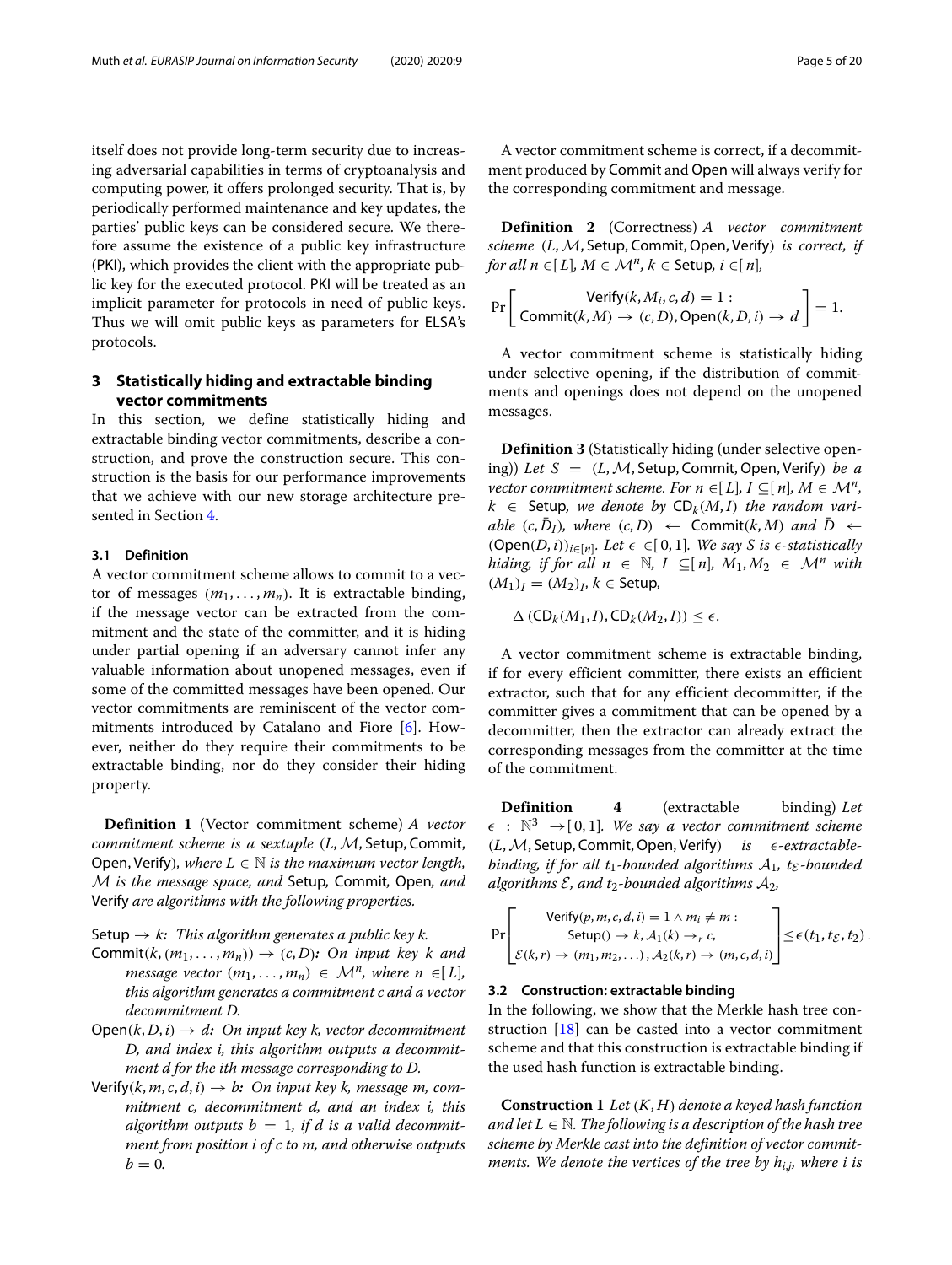itself does not provide long-term security due to increasing adversarial capabilities in terms of cryptoanalysis and computing power, it offers prolonged security. That is, by periodically performed maintenance and key updates, the parties' public keys can be considered secure. We therefore assume the existence of a public key infrastructure (PKI), which provides the client with the appropriate public key for the executed protocol. PKI will be treated as an implicit parameter for protocols in need of public keys. Thus we will omit public keys as parameters for ELSA's protocols.

## 3 Statistically hiding and extractable binding vector commitments

In this section, we define statistically hiding and extractable binding vector commitments, describe a construction, and prove the construction secure. This construction is the basis for our performance improvements that we achieve with our new storage architecture presented in Section 4.

### 3.1 Definition

A vector commitment scheme allows to commit to a vector of messages $(m_1, \ldots, m_n)$. It is extractable binding, if the message vector can be extracted from the commitment and the state of the committer, and it is hiding under partial opening if an adversary cannot infer any valuable information about unopened messages, even if some of the committed messages have been opened. Our vector commitments are reminiscent of the vector commitments introduced by Catalano and Fiore [6]. However, neither do they require their commitments to be extractable binding, nor do they consider their hiding property.

**Definition 1** (Vector commitment scheme) *A vector commitment scheme is a sextuple $(L, \mathcal{M}, \mathsf{Setup}, \mathsf{Commit}, \mathsf{Open}, \mathsf{Verify})$, where $L \in \mathbb{N}$ is the maximum vector length, $\mathcal{M}$ is the message space, and* Setup, Commit, Open, *and* Verify *are algorithms with the following properties.*

- $\mathsf{Setup} \to k$*: This algorithm generates a public key k.*
- $\mathsf{Commit}(k, (m_1, \ldots, m_n)) \to (c, D)$*: On input key k and message vector $(m_1, \ldots, m_n) \in \mathcal{M}^n$, where $n \in [L]$, this algorithm generates a commitment c and a vector decommitment D.*
- $\mathsf{Open}(k, D, i) \to d$*: On input key k, vector decommitment D, and index i, this algorithm outputs a decommitment d for the ith message corresponding to D.*
- $\mathsf{Verify}(k, m, c, d, i) \to b$*: On input key k, message m, commitment c, decommitment d, and an index i, this algorithm outputs $b = 1$, if d is a valid decommitment from position i of c to m, and otherwise outputs $b = 0$.*

A vector commitment scheme is correct, if a decommitment produced by Commit and Open will always verify for the corresponding commitment and message.

**Definition 2** (Correctness) *A vector commitment scheme $(L, \mathcal{M}, \mathsf{Setup}, \mathsf{Commit}, \mathsf{Open}, \mathsf{Verify})$ is correct, if for all $n \in [L]$, $M \in \mathcal{M}^n$, $k \in \mathsf{Setup}$, $i \in [n]$,*

$$\Pr\left[\begin{array}{c}\mathsf{Verify}(k, M_i, c, d) = 1 : \\ \mathsf{Commit}(k, M) \to (c, D), \mathsf{Open}(k, D, i) \to d\end{array}\right] = 1.$$

A vector commitment scheme is statistically hiding under selective opening, if the distribution of commitments and openings does not depend on the unopened messages.

**Definition 3** (Statistically hiding (under selective opening)) *Let $S = (L, \mathcal{M}, \mathsf{Setup}, \mathsf{Commit}, \mathsf{Open}, \mathsf{Verify})$ be a vector commitment scheme. For $n \in [L]$, $I \subseteq [n]$, $M \in \mathcal{M}^n$, $k \in \mathsf{Setup}$, we denote by $\mathsf{CD}_k(M, I)$ the random variable $(c, \bar{D}_I)$, where $(c, D) \leftarrow \mathsf{Commit}(k, M)$ and $\bar{D} \leftarrow (\mathsf{Open}(D, i))_{i \in [n]}$. Let $\epsilon \in [0, 1]$. We say S is $\epsilon$-statistically hiding, if for all $n \in \mathbb{N}$, $I \subseteq [n]$, $M_1, M_2 \in \mathcal{M}^n$ with $(M_1)_I = (M_2)_I$, $k \in \mathsf{Setup}$,*

$$\Delta\left(\mathsf{CD}_k(M_1, I), \mathsf{CD}_k(M_2, I)\right) \leq \epsilon.$$

A vector commitment scheme is extractable binding, if for every efficient committer, there exists an efficient extractor, such that for any efficient decommitter, if the committer gives a commitment that can be opened by a decommitter, then the extractor can already extract the corresponding messages from the committer at the time of the commitment.

**Definition 4** (extractable binding) *Let $\epsilon : \mathbb{N}^3 \to [0, 1]$. We say a vector commitment scheme $(L, \mathcal{M}, \mathsf{Setup}, \mathsf{Commit}, \mathsf{Open}, \mathsf{Verify})$ is $\epsilon$-extractable-binding, if for all $t_1$-bounded algorithms $\mathcal{A}_1$, $t_{\mathcal{E}}$-bounded algorithms $\mathcal{E}$, and $t_2$-bounded algorithms $\mathcal{A}_2$,*

$$\Pr\left[\begin{array}{c}\mathsf{Verify}(p, m, c, d, i) = 1 \wedge m_i \neq m : \\ \mathsf{Setup}() \to k, \mathcal{A}_1(k) \to_r c, \\ \mathcal{E}(k, r) \to (m_1, m_2, \ldots), \mathcal{A}_2(k, r) \to (m, c, d, i)\end{array}\right] \leq \epsilon(t_1, t_{\mathcal{E}}, t_2).$$

### 3.2 Construction: extractable binding

In the following, we show that the Merkle hash tree construction [18] can be casted into a vector commitment scheme and that this construction is extractable binding if the used hash function is extractable binding.

**Construction 1** *Let $(K, H)$ denote a keyed hash function and let $L \in \mathbb{N}$. The following is a description of the hash tree scheme by Merkle cast into the definition of vector commitments. We denote the vertices of the tree by $h_{i,j}$, where i is*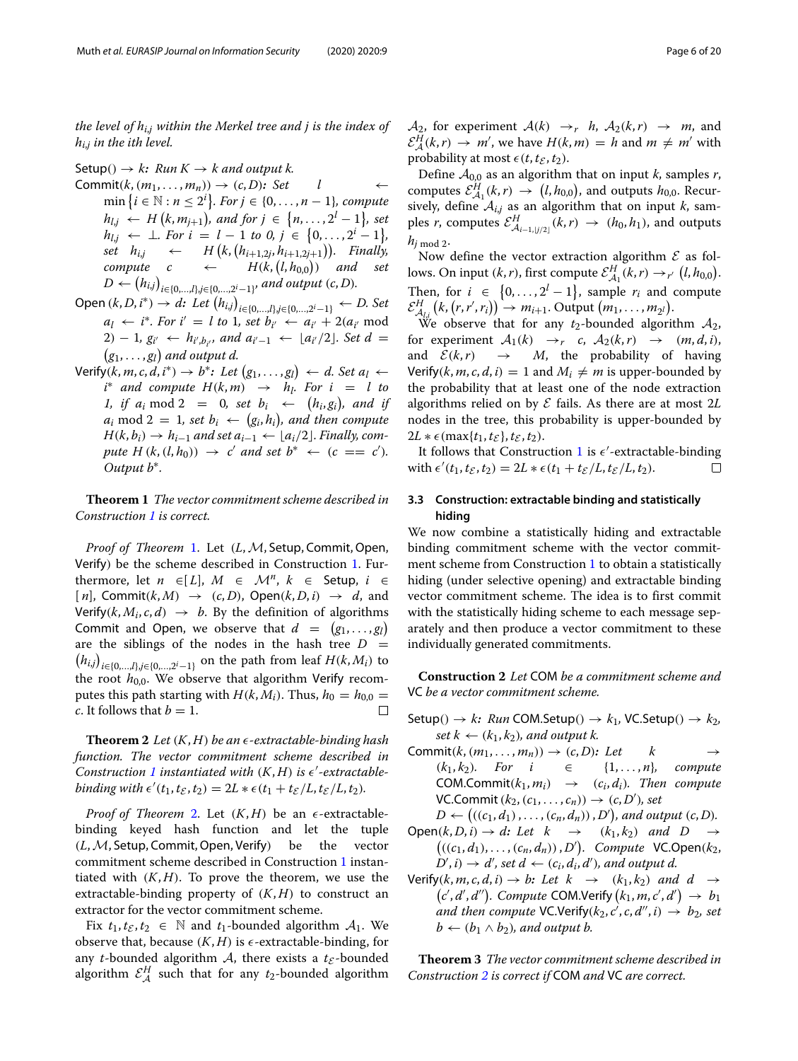*the level of $h_{i,j}$ within the Merkel tree and j is the index of $h_{i,j}$ in the ith level.*

Setup() → k*: Run K → k and output k.*

Commit$(k,(m_1,\ldots,m_n)) \to (c,D)$*: Set* $l \leftarrow \min\{i \in \mathbb{N} : n \leq 2^i\}$. *For* $j \in \{0,\ldots,n-1\}$, *compute* $h_{l,j} \leftarrow H(k, m_{j+1})$, *and for* $j \in \{n,\ldots,2^l - 1\}$, *set* $h_{l,j} \leftarrow \perp$. *For* $i = l-1$ *to* 0, $j \in \{0,\ldots,2^i - 1\}$, *set* $h_{i,j} \leftarrow H(k,(h_{i+1,2j}, h_{i+1,2j+1}))$. *Finally, compute* $c \leftarrow H(k,(l,h_{0,0}))$ *and set* $D \leftarrow (h_{i,j})_{i\in\{0,\ldots,l\},j\in\{0,\ldots,2^i-1\}}$, *and output* $(c,D)$.

Open$(k,D,i^*) \to d$*: Let* $(h_{i,j})_{i\in\{0,\ldots,l\},j\in\{0,\ldots,2^i-1\}} \leftarrow D$. *Set* $a_l \leftarrow i^*$. *For* $i' = l$ *to* 1, *set* $b_{i'} \leftarrow a_{i'} + 2(a_{i'} \bmod 2) - 1$, $g_{i'} \leftarrow h_{i',b_{i'}}$, *and* $a_{i'-1} \leftarrow \lfloor a_{i'}/2 \rfloor$. *Set* $d = (g_1,\ldots,g_l)$ *and output d.*

Verify$(k,m,c,d,i^*) \to b^*$*: Let* $(g_1,\ldots,g_l) \leftarrow d$. *Set* $a_l \leftarrow i^*$ *and compute* $H(k,m) \to h_l$. *For* $i = l$ *to* 1, *if* $a_i \bmod 2 = 0$, *set* $b_i \leftarrow (h_i, g_i)$, *and if* $a_i \bmod 2 = 1$, *set* $b_i \leftarrow (g_i, h_i)$, *and then compute* $H(k,b_i) \to h_{i-1}$ *and set* $a_{i-1} \leftarrow \lfloor a_i/2 \rfloor$. *Finally, compute* $H(k,(l,h_0)) \to c'$ *and set* $b^* \leftarrow (c == c')$. *Output* $b^*$.

**Theorem 1** *The vector commitment scheme described in Construction 1 is correct.*

*Proof of Theorem 1.* Let $(L, \mathcal{M}, \mathsf{Setup}, \mathsf{Commit}, \mathsf{Open}, \mathsf{Verify})$ be the scheme described in Construction 1. Furthermore, let $n \in [L]$, $M \in \mathcal{M}^n$, $k \in \mathsf{Setup}$, $i \in [n]$, $\mathsf{Commit}(k,M) \to (c,D)$, $\mathsf{Open}(k,D,i) \to d$, and $\mathsf{Verify}(k,M_i,c,d) \to b$. By the definition of algorithms Commit and Open, we observe that $d = (g_1,\ldots,g_l)$ are the siblings of the nodes in the hash tree $D = (h_{i,j})_{i\in\{0,\ldots,l\},j\in\{0,\ldots,2^i-1\}}$ on the path from leaf $H(k,M_i)$ to the root $h_{0,0}$. We observe that algorithm Verify recomputes this path starting with $H(k,M_i)$. Thus, $h_0 = h_{0,0} = c$. It follows that $b = 1$. □

**Theorem 2** *Let $(K,H)$ be an $\epsilon$-extractable-binding hash function. The vector commitment scheme described in Construction 1 instantiated with $(K,H)$ is $\epsilon'$-extractable-binding with $\epsilon'(t_1,t_\mathcal{E},t_2) = 2L * \epsilon(t_1 + t_\mathcal{E}/L, t_\mathcal{E}/L, t_2)$.*

*Proof of Theorem 2.* Let $(K,H)$ be an $\epsilon$-extractable-binding keyed hash function and let the tuple $(L, \mathcal{M}, \mathsf{Setup}, \mathsf{Commit}, \mathsf{Open}, \mathsf{Verify})$ be the vector commitment scheme described in Construction 1 instantiated with $(K,H)$. To prove the theorem, we use the extractable-binding property of $(K,H)$ to construct an extractor for the vector commitment scheme.

Fix $t_1, t_\mathcal{E}, t_2 \in \mathbb{N}$ and $t_1$-bounded algorithm $\mathcal{A}_1$. We observe that, because $(K,H)$ is $\epsilon$-extractable-binding, for any $t$-bounded algorithm $\mathcal{A}$, there exists a $t_\mathcal{E}$-bounded algorithm $\mathcal{E}^H_\mathcal{A}$ such that for any $t_2$-bounded algorithm $\mathcal{A}_2$, for experiment $\mathcal{A}(k) \to_r h$, $\mathcal{A}_2(k,r) \to m$, and $\mathcal{E}^H_\mathcal{A}(k,r) \to m'$, we have $H(k,m) = h$ and $m \neq m'$ with probability at most $\epsilon(t, t_\mathcal{E}, t_2)$.

Define $\mathcal{A}_{0,0}$ as an algorithm that on input $k$, samples $r$, computes $\mathcal{E}^H_{\mathcal{A}_1}(k,r) \to (l, h_{0,0})$, and outputs $h_{0,0}$. Recursively, define $\mathcal{A}_{i,j}$ as an algorithm that on input $k$, samples $r$, computes $\mathcal{E}^H_{\mathcal{A}_{i-1,\lfloor j/2 \rfloor}}(k,r) \to (h_0,h_1)$, and outputs $h_{j \bmod 2}$.

Now define the vector extraction algorithm $\mathcal{E}$ as follows. On input $(k,r)$, first compute $\mathcal{E}^H_{\mathcal{A}_1}(k,r) \to_{r'} (l, h_{0,0})$. Then, for $i \in \{0,\ldots,2^l - 1\}$, sample $r_i$ and compute $\mathcal{E}^H_{\mathcal{A}_{l,i}}(k,(r,r',r_i)) \to m_{i+1}$. Output $(m_1,\ldots,m_{2^l})$.

We observe that for any $t_2$-bounded algorithm $\mathcal{A}_2$, for experiment $\mathcal{A}_1(k) \to_r c$, $\mathcal{A}_2(k,r) \to (m,d,i)$, and $\mathcal{E}(k,r) \to M$, the probability of having $\mathsf{Verify}(k,m,c,d,i) = 1$ and $M_i \neq m$ is upper-bounded by the probability that at least one of the node extraction algorithms relied on by $\mathcal{E}$ fails. As there are at most $2L$ nodes in the tree, this probability is upper-bounded by $2L * \epsilon(\max\{t_1,t_\mathcal{E}\}, t_\mathcal{E}, t_2)$.

It follows that Construction 1 is $\epsilon'$-extractable-binding with $\epsilon'(t_1,t_\mathcal{E},t_2) = 2L * \epsilon(t_1 + t_\mathcal{E}/L, t_\mathcal{E}/L, t_2)$. □

### 3.3 Construction: extractable binding and statistically hiding

We now combine a statistically hiding and extractable binding commitment scheme with the vector commitment scheme from Construction 1 to obtain a statistically hiding (under selective opening) and extractable binding vector commitment scheme. The idea is to first commit with the statistically hiding scheme to each message separately and then produce a vector commitment to these individually generated commitments.

**Construction 2** *Let* COM *be a commitment scheme and* VC *be a vector commitment scheme.*

Setup() → k*: Run* COM.Setup() → $k_1$, VC.Setup() → $k_2$, *set* $k \leftarrow (k_1,k_2)$, *and output k.*

Commit$(k,(m_1,\ldots,m_n)) \to (c,D)$*: Let* $k \to (k_1,k_2)$. *For* $i \in \{1,\ldots,n\}$, *compute* COM.Commit$(k_1,m_i) \to (c_i,d_i)$. *Then compute* VC.Commit$(k_2,(c_1,\ldots,c_n)) \to (c,D')$, *set* $D \leftarrow (((c_1,d_1),\ldots,(c_n,d_n)),D')$, *and output* $(c,D)$.

Open$(k,D,i) \to d$*: Let* $k \to (k_1,k_2)$ *and* $D \to (((c_1,d_1),\ldots,(c_n,d_n)),D')$. *Compute* VC.Open$(k_2,D',i) \to d'$, *set* $d \leftarrow (c_i,d_i,d')$, *and output d.*

Verify$(k,m,c,d,i) \to b$*: Let* $k \to (k_1,k_2)$ *and* $d \to (c',d',d'')$. *Compute* COM.Verify$(k_1,m,c',d') \to b_1$ *and then compute* VC.Verify$(k_2,c',c,d'',i) \to b_2$, *set* $b \leftarrow (b_1 \wedge b_2)$, *and output b.*

**Theorem 3** *The vector commitment scheme described in Construction 2 is correct if* COM *and* VC *are correct.*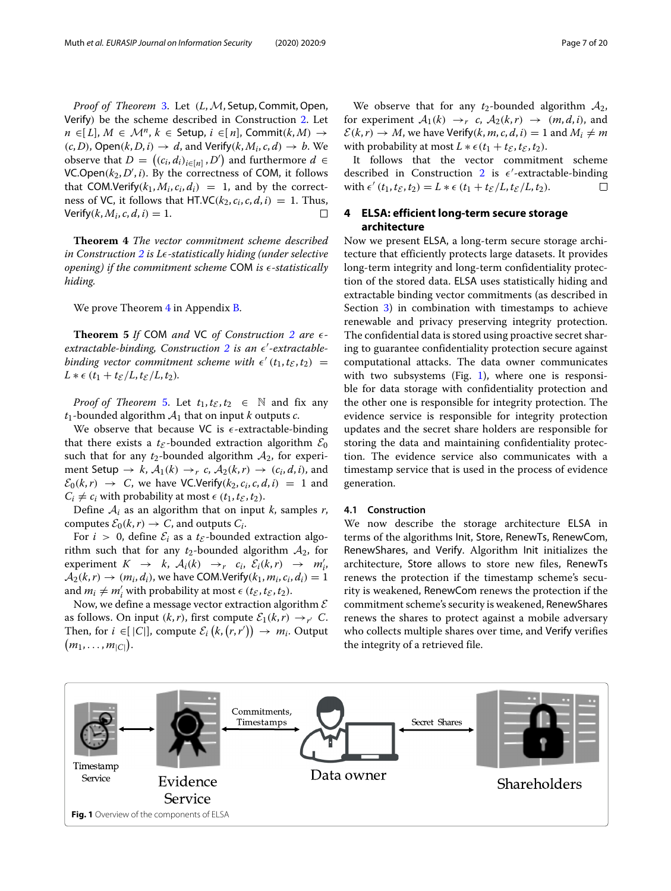*Proof of Theorem 3.* Let $(L, \mathcal{M}, \mathsf{Setup}, \mathsf{Commit}, \mathsf{Open}, \mathsf{Verify})$ be the scheme described in Construction 2. Let $n \in [L]$, $M \in \mathcal{M}^n$, $k \in \mathsf{Setup}$, $i \in [n]$, $\mathsf{Commit}(k, M) \rightarrow (c, D)$, $\mathsf{Open}(k, D, i) \rightarrow d$, and $\mathsf{Verify}(k, M_i, c, d) \rightarrow b$. We observe that $D = \left((c_i, d_i)_{i \in [n]}, D'\right)$ and furthermore $d \in \mathsf{VC.Open}(k_2, D', i)$. By the correctness of COM, it follows that $\mathsf{COM.Verify}(k_1, M_i, c_i, d_i) = 1$, and by the correctness of VC, it follows that $\mathsf{HT.VC}(k_2, c_i, c, d, i) = 1$. Thus, $\mathsf{Verify}(k, M_i, c, d, i) = 1$. $\square$

**Theorem 4** *The vector commitment scheme described in Construction 2 is $L\epsilon$-statistically hiding (under selective opening) if the commitment scheme* COM *is $\epsilon$-statistically hiding.*

We prove Theorem 4 in Appendix B.

**Theorem 5** *If* COM *and* VC *of Construction 2 are $\epsilon$-extractable-binding, Construction 2 is an $\epsilon'$-extractable-binding vector commitment scheme with $\epsilon'(t_1, t_{\mathcal{E}}, t_2) = L * \epsilon\,(t_1 + t_{\mathcal{E}}/L, t_{\mathcal{E}}/L, t_2)$.*

*Proof of Theorem 5.* Let $t_1, t_{\mathcal{E}}, t_2 \in \mathbb{N}$ and fix any $t_1$-bounded algorithm $\mathcal{A}_1$ that on input $k$ outputs $c$.

We observe that because VC is $\epsilon$-extractable-binding that there exists a $t_{\mathcal{E}}$-bounded extraction algorithm $\mathcal{E}_0$ such that for any $t_2$-bounded algorithm $\mathcal{A}_2$, for experiment $\mathsf{Setup} \rightarrow k$, $\mathcal{A}_1(k) \rightarrow_r c$, $\mathcal{A}_2(k, r) \rightarrow (c_i, d, i)$, and $\mathcal{E}_0(k, r) \rightarrow C$, we have $\mathsf{VC.Verify}(k_2, c_i, c, d, i) = 1$ and $C_i \neq c_i$ with probability at most $\epsilon\,(t_1, t_{\mathcal{E}}, t_2)$.

Define $\mathcal{A}_i$ as an algorithm that on input $k$, samples $r$, computes $\mathcal{E}_0(k, r) \rightarrow C$, and outputs $C_i$.

For $i > 0$, define $\mathcal{E}_i$ as a $t_{\mathcal{E}}$-bounded extraction algorithm such that for any $t_2$-bounded algorithm $\mathcal{A}_2$, for experiment $K \rightarrow k$, $\mathcal{A}_i(k) \rightarrow_r c_i$, $\mathcal{E}_i(k, r) \rightarrow m'_i$, $\mathcal{A}_2(k, r) \rightarrow (m_i, d_i)$, we have $\mathsf{COM.Verify}(k_1, m_i, c_i, d_i) = 1$ and $m_i \neq m'_i$ with probability at most $\epsilon\,(t_{\mathcal{E}}, t_{\mathcal{E}}, t_2)$.

Now, we define a message vector extraction algorithm $\mathcal{E}$ as follows. On input $(k, r)$, first compute $\mathcal{E}_1(k, r) \rightarrow_{r'} C$. Then, for $i \in [|C|]$, compute $\mathcal{E}_i\left(k, \left(r, r'\right)\right) \rightarrow m_i$. Output $\left(m_1, \ldots, m_{|C|}\right)$.

We observe that for any $t_2$-bounded algorithm $\mathcal{A}_2$, for experiment $\mathcal{A}_1(k) \rightarrow_r c$, $\mathcal{A}_2(k, r) \rightarrow (m, d, i)$, and $\mathcal{E}(k, r) \rightarrow M$, we have $\mathsf{Verify}(k, m, c, d, i) = 1$ and $M_i \neq m$ with probability at most $L * \epsilon\,(t_1 + t_{\mathcal{E}}, t_{\mathcal{E}}, t_2)$.

It follows that the vector commitment scheme described in Construction 2 is $\epsilon'$-extractable-binding with $\epsilon'(t_1, t_{\mathcal{E}}, t_2) = L * \epsilon\,(t_1 + t_{\mathcal{E}}/L, t_{\mathcal{E}}/L, t_2)$. $\square$

## 4 ELSA: efficient long-term secure storage architecture

Now we present ELSA, a long-term secure storage architecture that efficiently protects large datasets. It provides long-term integrity and long-term confidentiality protection of the stored data. ELSA uses statistically hiding and extractable binding vector commitments (as described in Section 3) in combination with timestamps to achieve renewable and privacy preserving integrity protection. The confidential data is stored using proactive secret sharing to guarantee confidentiality protection secure against computational attacks. The data owner communicates with two subsystems (Fig. 1), where one is responsible for data storage with confidentiality protection and the other one is responsible for integrity protection. The evidence service is responsible for integrity protection updates and the secret share holders are responsible for storing the data and maintaining confidentiality protection. The evidence service also communicates with a timestamp service that is used in the process of evidence generation.

### 4.1 Construction

We now describe the storage architecture ELSA in terms of the algorithms Init, Store, RenewTs, RenewCom, RenewShares, and Verify. Algorithm Init initializes the architecture, Store allows to store new files, RenewTs renews the protection if the timestamp scheme's security is weakened, RenewCom renews the protection if the commitment scheme's security is weakened, RenewShares renews the shares to protect against a mobile adversary who collects multiple shares over time, and Verify verifies the integrity of a retrieved file.

**Fig. 1** Overview of the components of ELSA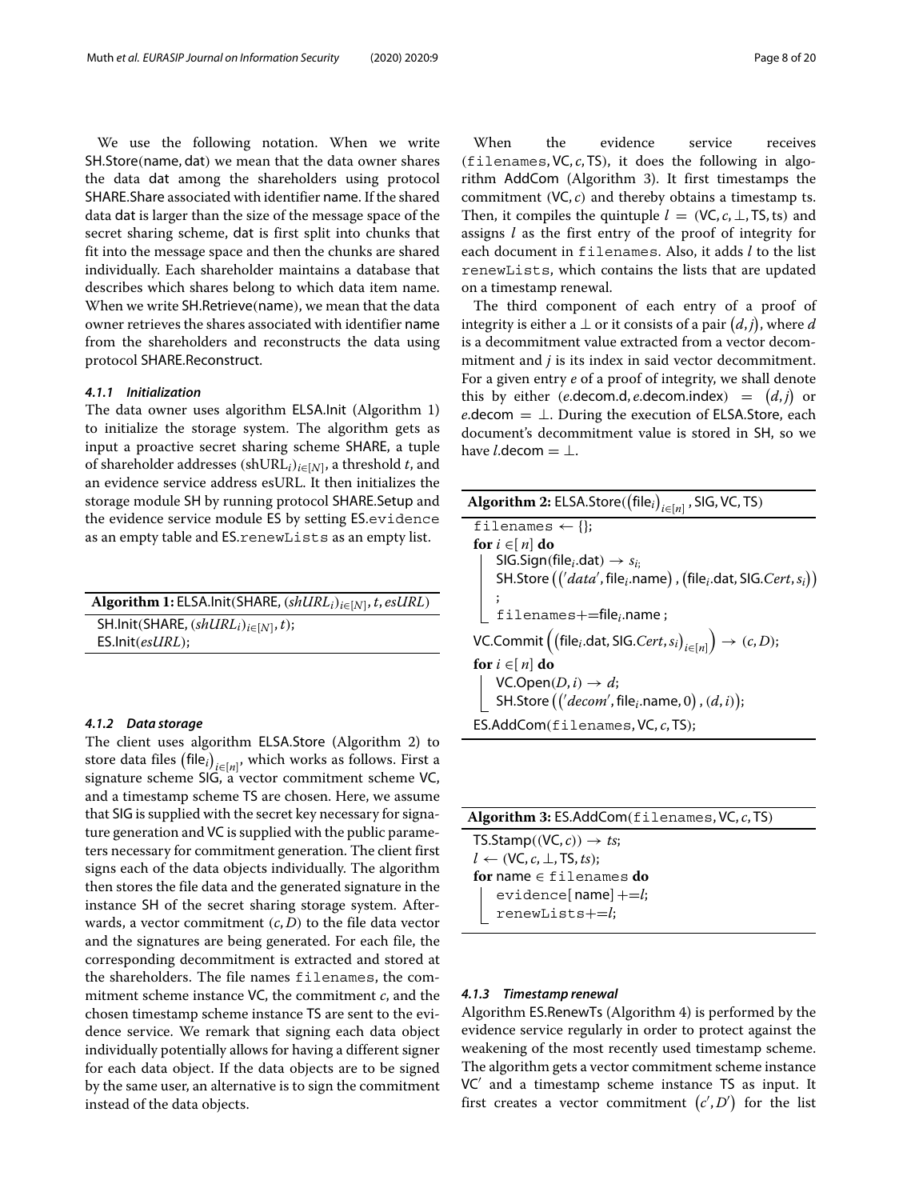We use the following notation. When we write SH.Store(name, dat) we mean that the data owner shares the data dat among the shareholders using protocol SHARE.Share associated with identifier name. If the shared data dat is larger than the size of the message space of the secret sharing scheme, dat is first split into chunks that fit into the message space and then the chunks are shared individually. Each shareholder maintains a database that describes which shares belong to which data item name. When we write SH.Retrieve(name), we mean that the data owner retrieves the shares associated with identifier name from the shareholders and reconstructs the data using protocol SHARE.Reconstruct.

#### 4.1.1 Initialization

The data owner uses algorithm ELSA.Init (Algorithm 1) to initialize the storage system. The algorithm gets as input a proactive secret sharing scheme SHARE, a tuple of shareholder addresses $(\text{shURL}_i)_{i\in[N]}$, a threshold $t$, and an evidence service address esURL. It then initializes the storage module SH by running protocol SHARE.Setup and the evidence service module ES by setting ES.`evidence` as an empty table and ES.`renewLists` as an empty list.

**Algorithm 1:** ELSA.Init(SHARE, $(shURL_i)_{i\in[N]}, t, esURL$)

```
SH.Init(SHARE, (shURL_i)_{i∈[N]}, t);
ES.Init(esURL);
```

#### 4.1.2 Data storage

The client uses algorithm ELSA.Store (Algorithm 2) to store data files $(\text{file}_i)_{i\in[n]}$, which works as follows. First a signature scheme SIG, a vector commitment scheme VC, and a timestamp scheme TS are chosen. Here, we assume that SIG is supplied with the secret key necessary for signature generation and VC is supplied with the public parameters necessary for commitment generation. The client first signs each of the data objects individually. The algorithm then stores the file data and the generated signature in the instance SH of the secret sharing storage system. Afterwards, a vector commitment $(c, D)$ to the file data vector and the signatures are being generated. For each file, the corresponding decommitment is extracted and stored at the shareholders. The file names `filenames`, the commitment scheme instance VC, the commitment $c$, and the chosen timestamp scheme instance TS are sent to the evidence service. We remark that signing each data object individually potentially allows for having a different signer for each data object. If the data objects are to be signed by the same user, an alternative is to sign the commitment instead of the data objects.

When the evidence service receives (`filenames`, VC, $c$, TS), it does the following in algorithm AddCom (Algorithm 3). It first timestamps the commitment $(\text{VC}, c)$ and thereby obtains a timestamp ts. Then, it compiles the quintuple $l = (\text{VC}, c, \perp, \text{TS}, \text{ts})$ and assigns $l$ as the first entry of the proof of integrity for each document in `filenames`. Also, it adds $l$ to the list `renewLists`, which contains the lists that are updated on a timestamp renewal.

The third component of each entry of a proof of integrity is either a $\perp$ or it consists of a pair $(d, j)$, where $d$ is a decommitment value extracted from a vector decommitment and $j$ is its index in said vector decommitment. For a given entry $e$ of a proof of integrity, we shall denote this by either $(e.\text{decom.d}, e.\text{decom.index}) = (d, j)$ or $e.\text{decom} = \perp$. During the execution of ELSA.Store, each document's decommitment value is stored in SH, so we have $l.\text{decom} = \perp$.

**Algorithm 2:** ELSA.Store($(\text{file}_i)_{i\in[n]}$, SIG, VC, TS)

```
filenames ← {};
for i ∈ [n] do
    SIG.Sign(file_i.dat) → s_i;
    SH.Store(('data', file_i.name), (file_i.dat, SIG.Cert, s_i));
    filenames += file_i.name;
VC.Commit((file_i.dat, SIG.Cert, s_i)_{i∈[n]}) → (c, D);
for i ∈ [n] do
    VC.Open(D, i) → d;
    SH.Store(('decom', file_i.name, 0), (d, i));
ES.AddCom(filenames, VC, c, TS);
```

**Algorithm 3:** ES.AddCom(`filenames`, VC, $c$, TS)

```
TS.Stamp((VC, c)) → ts;
l ← (VC, c, ⊥, TS, ts);
for name ∈ filenames do
    evidence[name] += l;
    renewLists += l;
```

#### 4.1.3 Timestamp renewal

Algorithm ES.RenewTs (Algorithm 4) is performed by the evidence service regularly in order to protect against the weakening of the most recently used timestamp scheme. The algorithm gets a vector commitment scheme instance VC′ and a timestamp scheme instance TS as input. It first creates a vector commitment $(c', D')$ for the list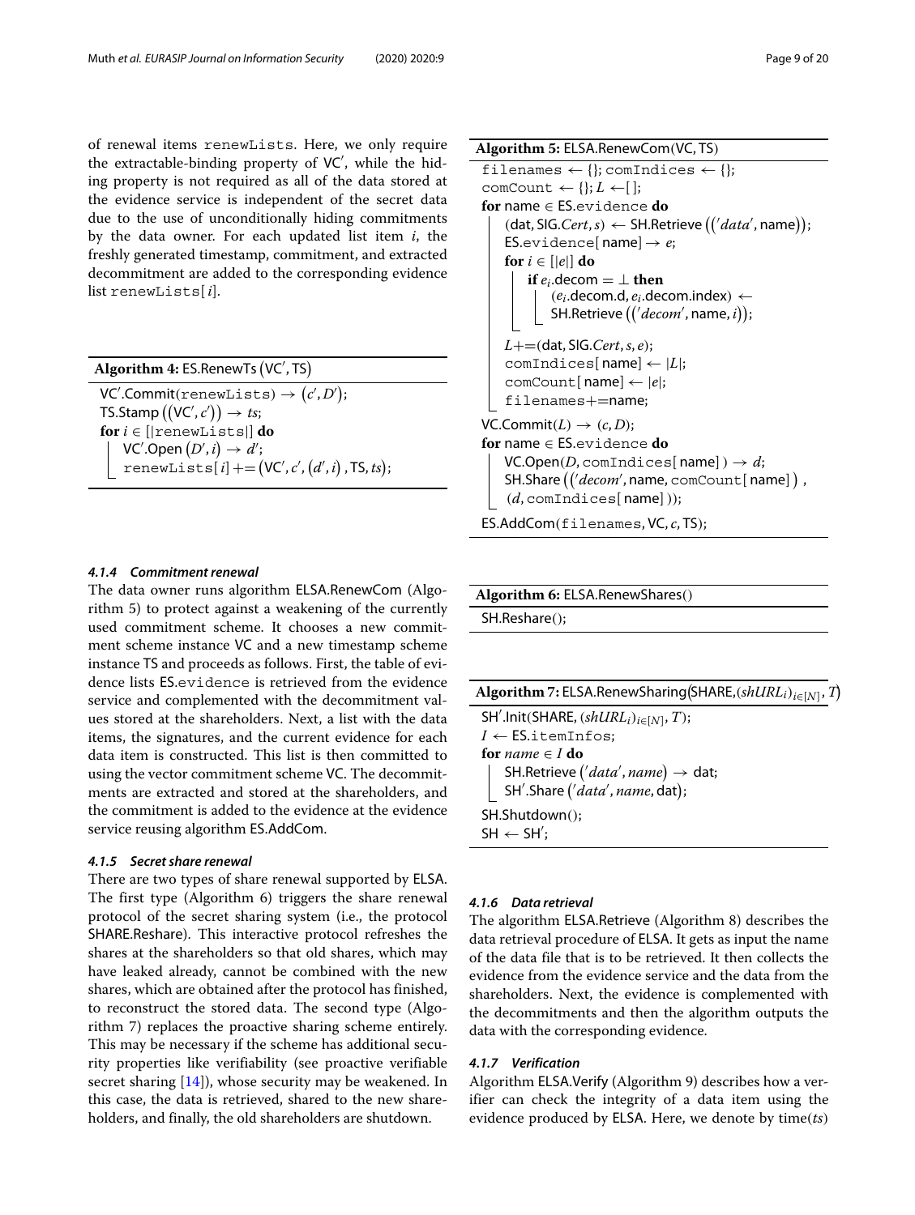of renewal items renewLists. Here, we only require the extractable-binding property of VC′, while the hiding property is not required as all of the data stored at the evidence service is independent of the secret data due to the use of unconditionally hiding commitments by the data owner. For each updated list item $i$, the freshly generated timestamp, commitment, and extracted decommitment are added to the corresponding evidence list renewLists[$i$].

**Algorithm 4:** ES.RenewTs (VC′, TS)

```
VC'.Commit(renewLists) → (c', D');
TS.Stamp((VC', c')) → ts;
for i ∈ [|renewLists|] do
    VC'.Open(D', i) → d';
    renewLists[i] += (VC', c', (d', i), TS, ts);
```

#### 4.1.4 Commitment renewal

The data owner runs algorithm ELSA.RenewCom (Algorithm 5) to protect against a weakening of the currently used commitment scheme. It chooses a new commitment scheme instance VC and a new timestamp scheme instance TS and proceeds as follows. First, the table of evidence lists ES.evidence is retrieved from the evidence service and complemented with the decommitment values stored at the shareholders. Next, a list with the data items, the signatures, and the current evidence for each data item is constructed. This list is then committed to using the vector commitment scheme VC. The decommitments are extracted and stored at the shareholders, and the commitment is added to the evidence at the evidence service reusing algorithm ES.AddCom.

#### 4.1.5 Secret share renewal

There are two types of share renewal supported by ELSA. The first type (Algorithm 6) triggers the share renewal protocol of the secret sharing system (i.e., the protocol SHARE.Reshare). This interactive protocol refreshes the shares at the shareholders so that old shares, which may have leaked already, cannot be combined with the new shares, which are obtained after the protocol has finished, to reconstruct the stored data. The second type (Algorithm 7) replaces the proactive sharing scheme entirely. This may be necessary if the scheme has additional security properties like verifiability (see proactive verifiable secret sharing [14]), whose security may be weakened. In this case, the data is retrieved, shared to the new shareholders, and finally, the old shareholders are shutdown.

**Algorithm 5:** ELSA.RenewCom(VC, TS)

```
filenames ← {}; comIndices ← {};
comCount ← {}; L ← [];
for name ∈ ES.evidence do
    (dat, SIG.Cert, s) ← SH.Retrieve(('data', name));
    ES.evidence[name] → e;
    for i ∈ [|e|] do
        if e_i.decom = ⊥ then
            (e_i.decom.d, e_i.decom.index) ←
            SH.Retrieve(('decom', name, i));
    L += (dat, SIG.Cert, s, e);
    comIndices[name] ← |L|;
    comCount[name] ← |e|;
    filenames += name;
VC.Commit(L) → (c, D);
for name ∈ ES.evidence do
    VC.Open(D, comIndices[name]) → d;
    SH.Share(('decom', name, comCount[name]),
    (d, comIndices[name]));
ES.AddCom(filenames, VC, c, TS);
```

**Algorithm 6:** ELSA.RenewShares()

```
SH.Reshare();
```

**Algorithm 7:** ELSA.RenewSharing(SHARE, $(shURL_i)_{i \in [N]}$, $T$)

```
SH'.Init(SHARE, (shURL_i)_{i∈[N]}, T);
I ← ES.itemInfos;
for name ∈ I do
    SH.Retrieve('data', name) → dat;
    SH'.Share('data', name, dat);
SH.Shutdown();
SH ← SH';
```

#### 4.1.6 Data retrieval

The algorithm ELSA.Retrieve (Algorithm 8) describes the data retrieval procedure of ELSA. It gets as input the name of the data file that is to be retrieved. It then collects the evidence from the evidence service and the data from the shareholders. Next, the evidence is complemented with the decommitments and then the algorithm outputs the data with the corresponding evidence.

#### 4.1.7 Verification

Algorithm ELSA.Verify (Algorithm 9) describes how a verifier can check the integrity of a data item using the evidence produced by ELSA. Here, we denote by time($ts$)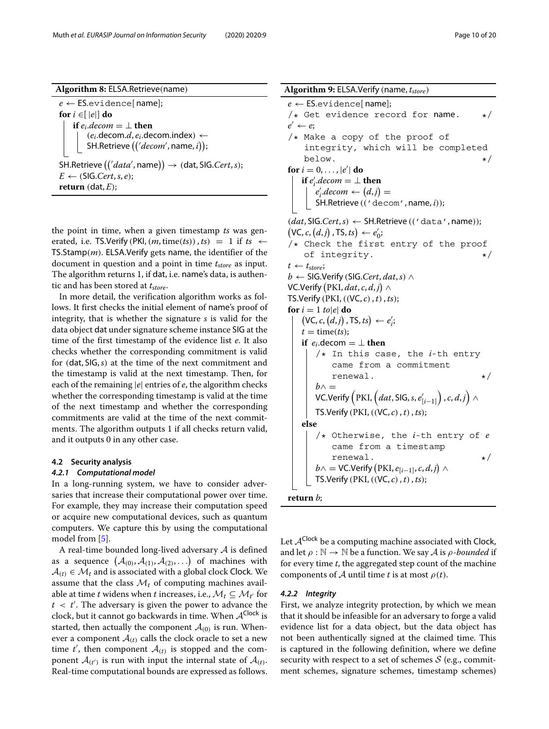**Algorithm 8:** ELSA.Retrieve(name)

```
e ← ES.evidence[name];
for i ∈[|e|] do
    if e_i.decom = ⊥ then
        (e_i.decom.d, e_i.decom.index) ←
        SH.Retrieve(('decom', name, i));
SH.Retrieve(('data', name)) → (dat, SIG.Cert, s);
E ← (SIG.Cert, s, e);
return (dat, E);
```

**Algorithm 9:** ELSA.Verify (name, $t_{store}$)

```
e ← ES.evidence[name];
/* Get evidence record for name.                */
e' ← e;
/* Make a copy of the proof of
   integrity, which will be completed
   below.                                        */
for i = 0, ..., |e'| do
    if e'_i.decom = ⊥ then
        e'_i.decom ← (d, j) =
        SH.Retrieve(('decom', name, i));
(dat, SIG.Cert, s) ← SH.Retrieve(('data', name));
(VC, c, (d, j), TS, ts) ← e'_0;
/* Check the first entry of the proof
   of integrity.                                 */
t ← t_store;
b ← SIG.Verify(SIG.Cert, dat, s) ∧
VC.Verify(PKI, dat, c, d, j) ∧
TS.Verify(PKI, ((VC, c), t), ts);
for i = 1 to |e| do
    (VC, c, (d, j), TS, ts) ← e'_i;
    t = time(ts);
    if e_i.decom = ⊥ then
        /* In this case, the i-th entry
           came from a commitment
           renewal.                              */
        b ∧ =
        VC.Verify(PKI, (dat, SIG, s, e'_[i-1]), c, d, j) ∧
        TS.Verify(PKI, ((VC, c), t), ts);
    else
        /* Otherwise, the i-th entry of e
           came from a timestamp
           renewal.                              */
        b ∧ = VC.Verify(PKI, e_[i-1], c, d, j) ∧
        TS.Verify(PKI, ((VC, c), t), ts);
return b;
```

the point in time, when a given timestamp $ts$ was generated, i.e. TS.Verify (PKI, $(m, \text{time}(ts))$, $ts$) $= 1$ if $ts \leftarrow$ TS.Stamp($m$). ELSA.Verify gets name, the identifier of the document in question and a point in time $t_{store}$ as input. The algorithm returns 1, if dat, i.e. name's data, is authentic and has been stored at $t_{store}$.

In more detail, the verification algorithm works as follows. It first checks the initial element of name's proof of integrity, that is whether the signature $s$ is valid for the data object dat under signature scheme instance SIG at the time of the first timestamp of the evidence list $e$. It also checks whether the corresponding commitment is valid for (dat, SIG, $s$) at the time of the next commitment and the timestamp is valid at the next timestamp. Then, for each of the remaining $|e|$ entries of $e$, the algorithm checks whether the corresponding timestamp is valid at the time of the next timestamp and whether the corresponding commitments are valid at the time of the next commitments. The algorithm outputs 1 if all checks return valid, and it outputs 0 in any other case.

### 4.2 Security analysis

#### 4.2.1 Computational model

In a long-running system, we have to consider adversaries that increase their computational power over time. For example, they may increase their computation speed or acquire new computational devices, such as quantum computers. We capture this by using the computational model from [5].

A real-time bounded long-lived adversary $\mathcal{A}$ is defined as a sequence $(\mathcal{A}_{(0)}, \mathcal{A}_{(1)}, \mathcal{A}_{(2)}, \ldots)$ of machines with $\mathcal{A}_{(t)} \in \mathcal{M}_t$ and is associated with a global clock Clock. We assume that the class $\mathcal{M}_t$ of computing machines available at time $t$ widens when $t$ increases, i.e., $\mathcal{M}_t \subseteq \mathcal{M}_{t'}$ for $t < t'$. The adversary is given the power to advance the clock, but it cannot go backwards in time. When $\mathcal{A}^{\text{Clock}}$ is started, then actually the component $\mathcal{A}_{(0)}$ is run. Whenever a component $\mathcal{A}_{(t)}$ calls the clock oracle to set a new time $t'$, then component $\mathcal{A}_{(t)}$ is stopped and the component $\mathcal{A}_{(t')}$ is run with input the internal state of $\mathcal{A}_{(t)}$. Real-time computational bounds are expressed as follows. Let $\mathcal{A}^{\text{Clock}}$ be a computing machine associated with Clock, and let $\rho : \mathbb{N} \rightarrow \mathbb{N}$ be a function. We say $\mathcal{A}$ is *ρ-bounded* if for every time $t$, the aggregated step count of the machine components of $\mathcal{A}$ until time $t$ is at most $\rho(t)$.

#### 4.2.2 Integrity

First, we analyze integrity protection, by which we mean that it should be infeasible for an adversary to forge a valid evidence list for a data object, but the data object has not been authentically signed at the claimed time. This is captured in the following definition, where we define security with respect to a set of schemes $\mathcal{S}$ (e.g., commitment schemes, signature schemes, timestamp schemes)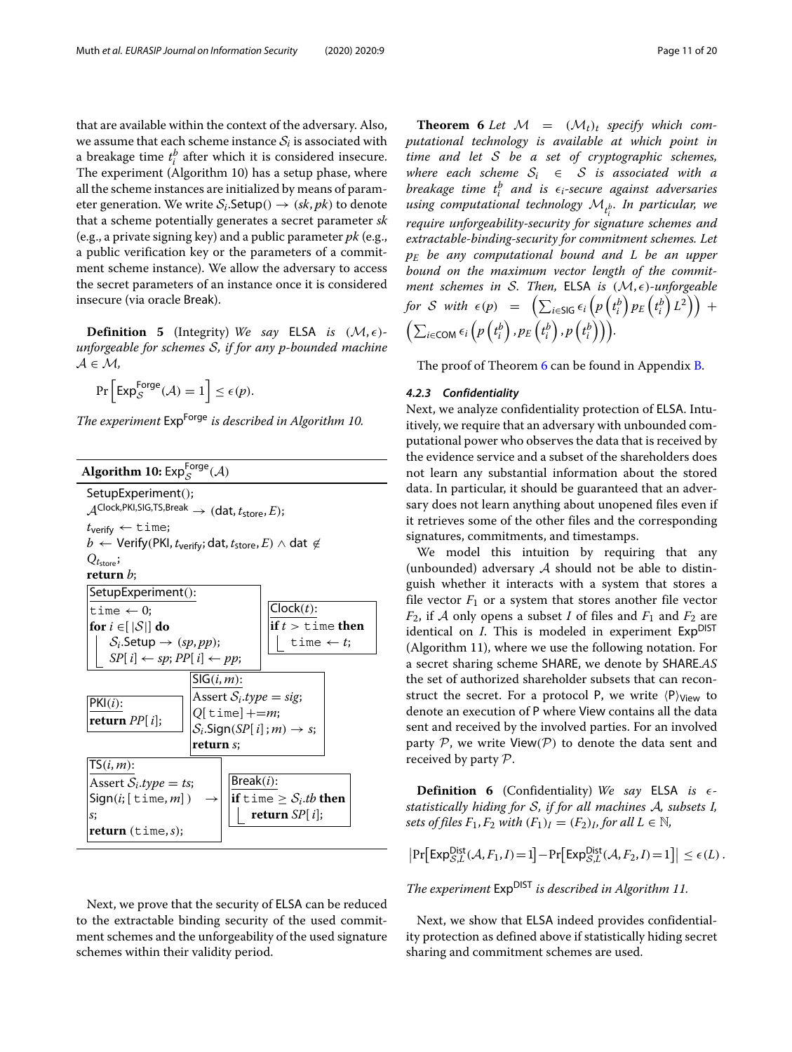that are available within the context of the adversary. Also, we assume that each scheme instance $\mathcal{S}_i$ is associated with a breakage time $t_i^b$ after which it is considered insecure. The experiment (Algorithm 10) has a setup phase, where all the scheme instances are initialized by means of parameter generation. We write $\mathcal{S}_i.\mathsf{Setup}() \rightarrow (sk, pk)$ to denote that a scheme potentially generates a secret parameter $sk$ (e.g., a private signing key) and a public parameter $pk$ (e.g., a public verification key or the parameters of a commitment scheme instance). We allow the adversary to access the secret parameters of an instance once it is considered insecure (via oracle Break).

**Definition 5** (Integrity) *We say* ELSA *is* $(\mathcal{M}, \epsilon)$*-unforgeable for schemes* $\mathcal{S}$*, if for any* $p$*-bounded machine* $\mathcal{A} \in \mathcal{M}$*,*

$$\Pr\left[\mathsf{Exp}_{\mathcal{S}}^{\mathsf{Forge}}(\mathcal{A}) = 1\right] \leq \epsilon(p).$$

*The experiment* $\mathsf{Exp}^{\mathsf{Forge}}$ *is described in Algorithm 10.*

**Algorithm 10:** $\mathsf{Exp}_{\mathcal{S}}^{\mathsf{Forge}}(\mathcal{A})$

```
SetupExperiment();
A^{Clock,PKI,SIG,TS,Break} → (dat, t_store, E);
t_verify ← time;
b ← Verify(PKI, t_verify; dat, t_store, E) ∧ dat ∉ Q_{t_store};
return b;

SetupExperiment():
  time ← 0;
  for i ∈ [|S|] do
    S_i.Setup → (sp, pp);
    SP[i] ← sp; PP[i] ← pp;

Clock(t):
  if t > time then
    time ← t;

PKI(i):
  return PP[i];

SIG(i, m):
  Assert S_i.type = sig;
  Q[time] += m;
  S_i.Sign(SP[i]; m) → s;
  return s;

TS(i, m):
  Assert S_i.type = ts;
  Sign(i; [time, m]) → s;
  return (time, s);

Break(i):
  if time ≥ S_i.tb then
    return SP[i];
```

Next, we prove that the security of ELSA can be reduced to the extractable binding security of the used commitment schemes and the unforgeability of the used signature schemes within their validity period.

**Theorem 6** *Let* $\mathcal{M} = (\mathcal{M}_t)_t$ *specify which computational technology is available at which point in time and let* $\mathcal{S}$ *be a set of cryptographic schemes, where each scheme* $\mathcal{S}_i \in \mathcal{S}$ *is associated with a breakage time* $t_i^b$ *and is* $\epsilon_i$*-secure against adversaries using computational technology* $\mathcal{M}_{t_i^b}$*. In particular, we require unforgeability-security for signature schemes and extractable-binding-security for commitment schemes. Let* $p_E$ *be any computational bound and* $L$ *be an upper bound on the maximum vector length of the commitment schemes in* $\mathcal{S}$*. Then,* ELSA *is* $(\mathcal{M}, \epsilon)$*-unforgeable for* $\mathcal{S}$ *with* $\epsilon(p) = \left(\sum_{i \in \mathsf{SIG}} \epsilon_i \left(p\left(t_i^b\right) p_E\left(t_i^b\right) L^2\right)\right) + \left(\sum_{i \in \mathsf{COM}} \epsilon_i \left(p\left(t_i^b\right), p_E\left(t_i^b\right), p\left(t_i^b\right)\right)\right)$*.*

The proof of Theorem 6 can be found in Appendix B.

#### 4.2.3 Confidentiality

Next, we analyze confidentiality protection of ELSA. Intuitively, we require that an adversary with unbounded computational power who observes the data that is received by the evidence service and a subset of the shareholders does not learn any substantial information about the stored data. In particular, it should be guaranteed that an adversary does not learn anything about unopened files even if it retrieves some of the other files and the corresponding signatures, commitments, and timestamps.

We model this intuition by requiring that any (unbounded) adversary $\mathcal{A}$ should not be able to distinguish whether it interacts with a system that stores a file vector $F_1$ or a system that stores another file vector $F_2$, if $\mathcal{A}$ only opens a subset $I$ of files and $F_1$ and $F_2$ are identical on $I$. This is modeled in experiment $\mathsf{Exp}^{\mathsf{DIST}}$ (Algorithm 11), where we use the following notation. For a secret sharing scheme SHARE, we denote by $\mathsf{SHARE}.AS$ the set of authorized shareholder subsets that can reconstruct the secret. For a protocol P, we write $\langle \mathsf{P} \rangle_{\mathsf{View}}$ to denote an execution of P where View contains all the data sent and received by the involved parties. For an involved party $\mathcal{P}$, we write $\mathsf{View}(\mathcal{P})$ to denote the data sent and received by party $\mathcal{P}$.

**Definition 6** (Confidentiality) *We say* ELSA *is* $\epsilon$*-statistically hiding for* $\mathcal{S}$*, if for all machines* $\mathcal{A}$*, subsets* $I$*, sets of files* $F_1, F_2$ *with* $(F_1)_I = (F_2)_I$*, for all* $L \in \mathbb{N}$*,*

$$\left|\Pr\left[\mathsf{Exp}_{\mathcal{S},L}^{\mathsf{Dist}}(\mathcal{A}, F_1, I) = 1\right] - \Pr\left[\mathsf{Exp}_{\mathcal{S},L}^{\mathsf{Dist}}(\mathcal{A}, F_2, I) = 1\right]\right| \leq \epsilon(L).$$

*The experiment* $\mathsf{Exp}^{\mathsf{DIST}}$ *is described in Algorithm 11.*

Next, we show that ELSA indeed provides confidentiality protection as defined above if statistically hiding secret sharing and commitment schemes are used.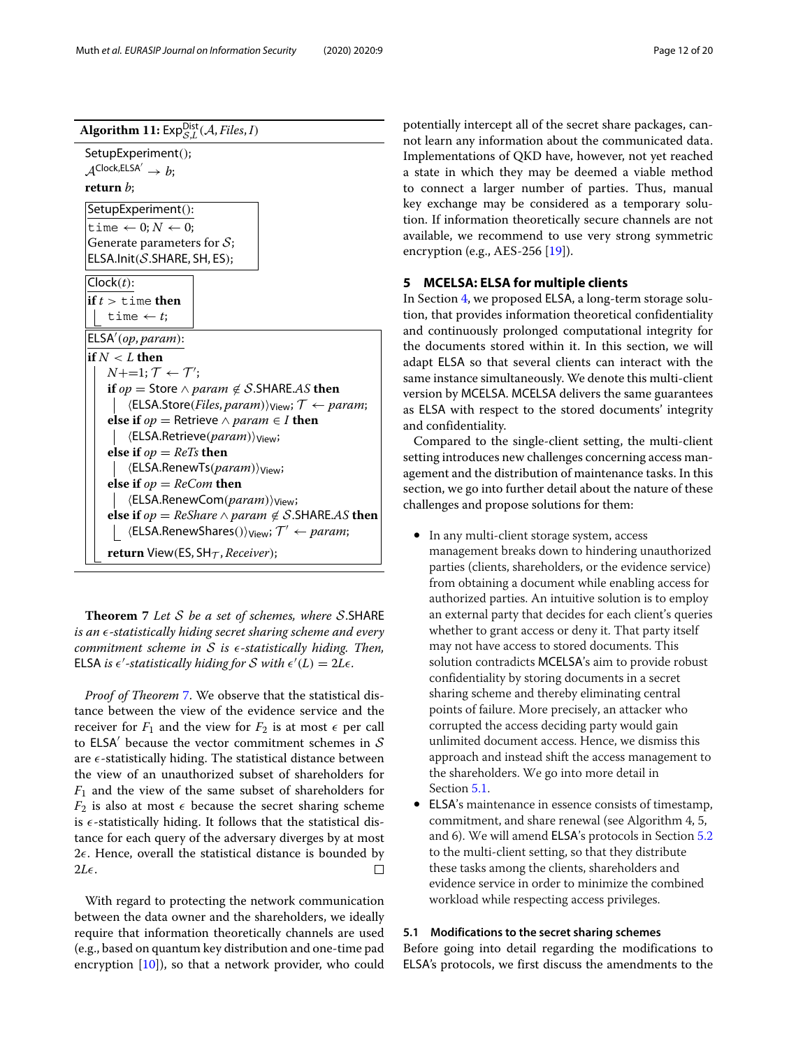**Algorithm 11:** $\mathsf{Exp}^{\mathsf{Dist}}_{\mathcal{S},L}(\mathcal{A}, \mathit{Files}, I)$

```
SetupExperiment();
A^{Clock,ELSA'} → b;
return b;

SetupExperiment():
  time ← 0; N ← 0;
  Generate parameters for S;
  ELSA.Init(S.SHARE, SH, ES);

Clock(t):
  if t > time then
    time ← t;

ELSA'(op, param):
  if N < L then
    N+=1; T ← T';
    if op = Store ∧ param ∉ S.SHARE.AS then
      ⟨ELSA.Store(Files, param)⟩_View; T ← param;
    else if op = Retrieve ∧ param ∈ I then
      ⟨ELSA.Retrieve(param)⟩_View;
    else if op = ReTs then
      ⟨ELSA.RenewTs(param)⟩_View;
    else if op = ReCom then
      ⟨ELSA.RenewCom(param)⟩_View;
    else if op = ReShare ∧ param ∉ S.SHARE.AS then
      ⟨ELSA.RenewShares()⟩_View; T' ← param;
    return View(ES, SH_T, Receiver);
```

**Theorem 7** *Let $\mathcal{S}$ be a set of schemes, where $\mathcal{S}$.SHARE is an $\epsilon$-statistically hiding secret sharing scheme and every commitment scheme in $\mathcal{S}$ is $\epsilon$-statistically hiding. Then,* ELSA *is $\epsilon'$-statistically hiding for $\mathcal{S}$ with $\epsilon'(L) = 2L\epsilon$.*

*Proof of Theorem 7.* We observe that the statistical distance between the view of the evidence service and the receiver for $F_1$ and the view for $F_2$ is at most $\epsilon$ per call to ELSA$'$ because the vector commitment schemes in $\mathcal{S}$ are $\epsilon$-statistically hiding. The statistical distance between the view of an unauthorized subset of shareholders for $F_1$ and the view of the same subset of shareholders for $F_2$ is also at most $\epsilon$ because the secret sharing scheme is $\epsilon$-statistically hiding. It follows that the statistical distance for each query of the adversary diverges by at most $2\epsilon$. Hence, overall the statistical distance is bounded by $2L\epsilon$. □

With regard to protecting the network communication between the data owner and the shareholders, we ideally require that information theoretically channels are used (e.g., based on quantum key distribution and one-time pad encryption [10]), so that a network provider, who could potentially intercept all of the secret share packages, cannot learn any information about the communicated data. Implementations of QKD have, however, not yet reached a state in which they may be deemed a viable method to connect a larger number of parties. Thus, manual key exchange may be considered as a temporary solution. If information theoretically secure channels are not available, we recommend to use very strong symmetric encryption (e.g., AES-256 [19]).

## 5 MCELSA: ELSA for multiple clients

In Section 4, we proposed ELSA, a long-term storage solution, that provides information theoretical confidentiality and continuously prolonged computational integrity for the documents stored within it. In this section, we will adapt ELSA so that several clients can interact with the same instance simultaneously. We denote this multi-client version by MCELSA. MCELSA delivers the same guarantees as ELSA with respect to the stored documents' integrity and confidentiality.

Compared to the single-client setting, the multi-client setting introduces new challenges concerning access management and the distribution of maintenance tasks. In this section, we go into further detail about the nature of these challenges and propose solutions for them:

- In any multi-client storage system, access management breaks down to hindering unauthorized parties (clients, shareholders, or the evidence service) from obtaining a document while enabling access for authorized parties. An intuitive solution is to employ an external party that decides for each client's queries whether to grant access or deny it. That party itself may not have access to stored documents. This solution contradicts MCELSA's aim to provide robust confidentiality by storing documents in a secret sharing scheme and thereby eliminating central points of failure. More precisely, an attacker who corrupted the access deciding party would gain unlimited document access. Hence, we dismiss this approach and instead shift the access management to the shareholders. We go into more detail in Section 5.1.
- ELSA's maintenance in essence consists of timestamp, commitment, and share renewal (see Algorithm 4, 5, and 6). We will amend ELSA's protocols in Section 5.2 to the multi-client setting, so that they distribute these tasks among the clients, shareholders and evidence service in order to minimize the combined workload while respecting access privileges.

### 5.1 Modifications to the secret sharing schemes

Before going into detail regarding the modifications to ELSA's protocols, we first discuss the amendments to the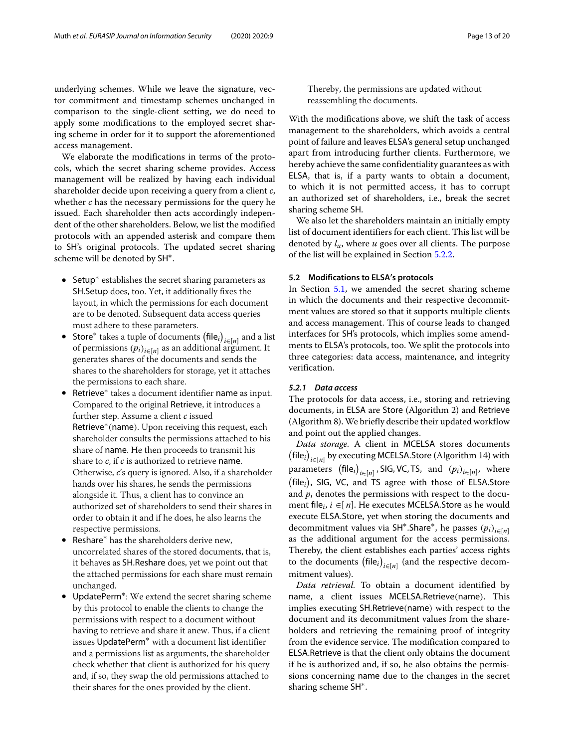underlying schemes. While we leave the signature, vector commitment and timestamp schemes unchanged in comparison to the single-client setting, we do need to apply some modifications to the employed secret sharing scheme in order for it to support the aforementioned access management.

We elaborate the modifications in terms of the protocols, which the secret sharing scheme provides. Access management will be realized by having each individual shareholder decide upon receiving a query from a client $c$, whether $c$ has the necessary permissions for the query he issued. Each shareholder then acts accordingly independent of the other shareholders. Below, we list the modified protocols with an appended asterisk and compare them to SH's original protocols. The updated secret sharing scheme will be denoted by SH*.

- Setup* establishes the secret sharing parameters as SH.Setup does, too. Yet, it additionally fixes the layout, in which the permissions for each document are to be denoted. Subsequent data access queries must adhere to these parameters.
- Store* takes a tuple of documents $(\mathsf{file}_i)_{i\in[n]}$ and a list of permissions $(p_i)_{i\in[n]}$ as an additional argument. It generates shares of the documents and sends the shares to the shareholders for storage, yet it attaches the permissions to each share.
- Retrieve* takes a document identifier name as input. Compared to the original Retrieve, it introduces a further step. Assume a client $c$ issued Retrieve*(name). Upon receiving this request, each shareholder consults the permissions attached to his share of name. He then proceeds to transmit his share to $c$, if $c$ is authorized to retrieve name. Otherwise, $c$'s query is ignored. Also, if a shareholder hands over his shares, he sends the permissions alongside it. Thus, a client has to convince an authorized set of shareholders to send their shares in order to obtain it and if he does, he also learns the respective permissions.
- Reshare* has the shareholders derive new, uncorrelated shares of the stored documents, that is, it behaves as SH.Reshare does, yet we point out that the attached permissions for each share must remain unchanged.
- UpdatePerm*: We extend the secret sharing scheme by this protocol to enable the clients to change the permissions with respect to a document without having to retrieve and share it anew. Thus, if a client issues UpdatePerm* with a document list identifier and a permissions list as arguments, the shareholder check whether that client is authorized for his query and, if so, they swap the old permissions attached to their shares for the ones provided by the client.

  Thereby, the permissions are updated without reassembling the documents.

With the modifications above, we shift the task of access management to the shareholders, which avoids a central point of failure and leaves ELSA's general setup unchanged apart from introducing further clients. Furthermore, we hereby achieve the same confidentiality guarantees as with ELSA, that is, if a party wants to obtain a document, to which it is not permitted access, it has to corrupt an authorized set of shareholders, i.e., break the secret sharing scheme SH.

We also let the shareholders maintain an initially empty list of document identifiers for each client. This list will be denoted by $l_u$, where $u$ goes over all clients. The purpose of the list will be explained in Section 5.2.2.

### 5.2 Modifications to ELSA's protocols

In Section 5.1, we amended the secret sharing scheme in which the documents and their respective decommitment values are stored so that it supports multiple clients and access management. This of course leads to changed interfaces for SH's protocols, which implies some amendments to ELSA's protocols, too. We split the protocols into three categories: data access, maintenance, and integrity verification.

#### 5.2.1 Data access

The protocols for data access, i.e., storing and retrieving documents, in ELSA are Store (Algorithm 2) and Retrieve (Algorithm 8). We briefly describe their updated workflow and point out the applied changes.

*Data storage.* A client in MCELSA stores documents $(\mathsf{file}_i)_{i\in[n]}$ by executing MCELSA.Store (Algorithm 14) with parameters $(\mathsf{file}_i)_{i\in[n]}, \mathsf{SIG}, \mathsf{VC}, \mathsf{TS},$ and $(p_i)_{i\in[n]}$, where $(\mathsf{file}_i)$, SIG, VC, and TS agree with those of ELSA.Store and $p_i$ denotes the permissions with respect to the document $\mathsf{file}_i$, $i \in [n]$. He executes MCELSA.Store as he would execute ELSA.Store, yet when storing the documents and decommitment values via SH*.Share*, he passes $(p_i)_{i\in[n]}$ as the additional argument for the access permissions. Thereby, the client establishes each parties' access rights to the documents $(\mathsf{file}_i)_{i\in[n]}$ (and the respective decommitment values).

*Data retrieval.* To obtain a document identified by name, a client issues MCELSA.Retrieve(name). This implies executing SH.Retrieve(name) with respect to the document and its decommitment values from the shareholders and retrieving the remaining proof of integrity from the evidence service. The modification compared to ELSA.Retrieve is that the client only obtains the document if he is authorized and, if so, he also obtains the permissions concerning name due to the changes in the secret sharing scheme SH*.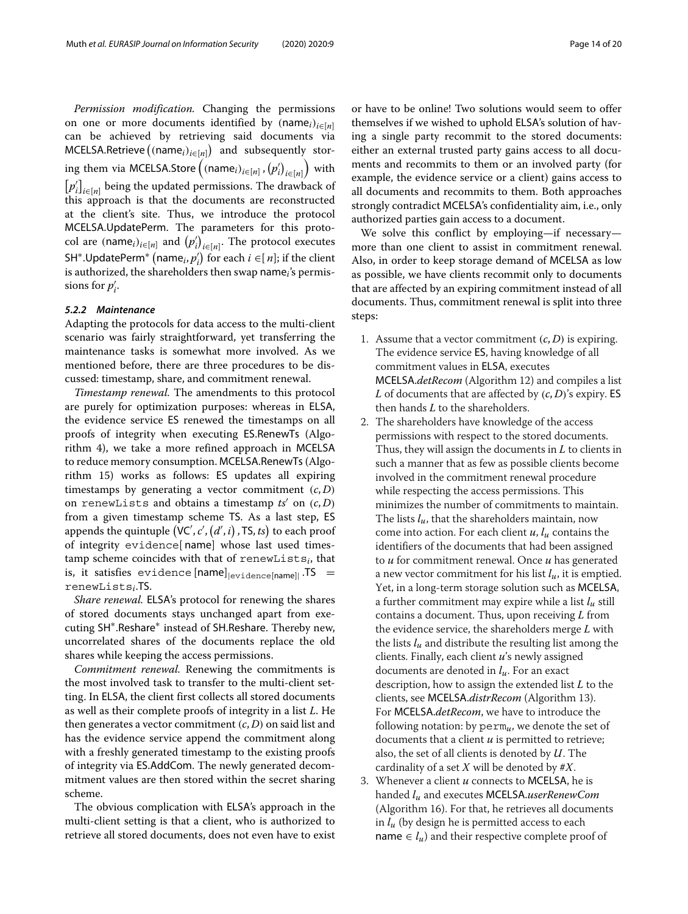*Permission modification.* Changing the permissions on one or more documents identified by $(\mathsf{name}_i)_{i\in[n]}$ can be achieved by retrieving said documents via MCELSA.Retrieve $\left((\mathsf{name}_i)_{i\in[n]}\right)$ and subsequently storing them via MCELSA.Store $\left((\mathsf{name}_i)_{i\in[n]}, (p'_i)_{i\in[n]}\right)$ with $[p'_i]_{i\in[n]}$ being the updated permissions. The drawback of this approach is that the documents are reconstructed at the client's site. Thus, we introduce the protocol MCELSA.UpdatePerm. The parameters for this protocol are $(\mathsf{name}_i)_{i\in[n]}$ and $(p'_i)_{i\in[n]}$. The protocol executes $\mathsf{SH}^*.\mathsf{UpdatePerm}^*\left(\mathsf{name}_i, p'_i\right)$ for each $i \in [n]$; if the client is authorized, the shareholders then swap $\mathsf{name}_i$'s permissions for $p'_i$.

#### 5.2.2 Maintenance

Adapting the protocols for data access to the multi-client scenario was fairly straightforward, yet transferring the maintenance tasks is somewhat more involved. As we mentioned before, there are three procedures to be discussed: timestamp, share, and commitment renewal.

*Timestamp renewal.* The amendments to this protocol are purely for optimization purposes: whereas in ELSA, the evidence service ES renewed the timestamps on all proofs of integrity when executing ES.RenewTs (Algorithm 4), we take a more refined approach in MCELSA to reduce memory consumption. MCELSA.RenewTs (Algorithm 15) works as follows: ES updates all expiring timestamps by generating a vector commitment $(c, D)$ on `renewLists` and obtains a timestamp $ts'$ on $(c, D)$ from a given timestamp scheme TS. As a last step, ES appends the quintuple $\left(\mathsf{VC}', c', (d', i), \mathsf{TS}, ts\right)$ to each proof of integrity `evidence`[name] whose last used timestamp scheme coincides with that of $\texttt{renewLists}_i$, that is, it satisfies $\texttt{evidence}[\mathsf{name}]_{|\texttt{evidence}[\mathsf{name}]|}.\mathsf{TS} = \texttt{renewLists}_i.\mathsf{TS}$.

*Share renewal.* ELSA's protocol for renewing the shares of stored documents stays unchanged apart from executing $\mathsf{SH}^*.\mathsf{Reshare}^*$ instead of SH.Reshare. Thereby new, uncorrelated shares of the documents replace the old shares while keeping the access permissions.

*Commitment renewal.* Renewing the commitments is the most involved task to transfer to the multi-client setting. In ELSA, the client first collects all stored documents as well as their complete proofs of integrity in a list $L$. He then generates a vector commitment $(c, D)$ on said list and has the evidence service append the commitment along with a freshly generated timestamp to the existing proofs of integrity via ES.AddCom. The newly generated decommitment values are then stored within the secret sharing scheme.

The obvious complication with ELSA's approach in the multi-client setting is that a client, who is authorized to retrieve all stored documents, does not even have to exist or have to be online! Two solutions would seem to offer themselves if we wished to uphold ELSA's solution of having a single party recommit to the stored documents: either an external trusted party gains access to all documents and recommits to them or an involved party (for example, the evidence service or a client) gains access to all documents and recommits to them. Both approaches strongly contradict MCELSA's confidentiality aim, i.e., only authorized parties gain access to a document.

We solve this conflict by employing—if necessary—more than one client to assist in commitment renewal. Also, in order to keep storage demand of MCELSA as low as possible, we have clients recommit only to documents that are affected by an expiring commitment instead of all documents. Thus, commitment renewal is split into three steps:

1. Assume that a vector commitment $(c, D)$ is expiring. The evidence service ES, having knowledge of all commitment values in ELSA, executes MCELSA.*detRecom* (Algorithm 12) and compiles a list $L$ of documents that are affected by $(c, D)$'s expiry. ES then hands $L$ to the shareholders.
2. The shareholders have knowledge of the access permissions with respect to the stored documents. Thus, they will assign the documents in $L$ to clients in such a manner that as few as possible clients become involved in the commitment renewal procedure while respecting the access permissions. This minimizes the number of commitments to maintain. The lists $l_u$, that the shareholders maintain, now come into action. For each client $u$, $l_u$ contains the identifiers of the documents that had been assigned to $u$ for commitment renewal. Once $u$ has generated a new vector commitment for his list $l_u$, it is emptied. Yet, in a long-term storage solution such as MCELSA, a further commitment may expire while a list $l_u$ still contains a document. Thus, upon receiving $L$ from the evidence service, the shareholders merge $L$ with the lists $l_u$ and distribute the resulting list among the clients. Finally, each client $u$'s newly assigned documents are denoted in $l_u$. For an exact description, how to assign the extended list $L$ to the clients, see MCELSA.*distrRecom* (Algorithm 13). For MCELSA.*detRecom*, we have to introduce the following notation: by $\texttt{perm}_u$, we denote the set of documents that a client $u$ is permitted to retrieve; also, the set of all clients is denoted by $U$. The cardinality of a set $X$ will be denoted by $\#X$.
3. Whenever a client $u$ connects to MCELSA, he is handed $l_u$ and executes MCELSA.*userRenewCom* (Algorithm 16). For that, he retrieves all documents in $l_u$ (by design he is permitted access to each $\mathsf{name} \in l_u$) and their respective complete proof of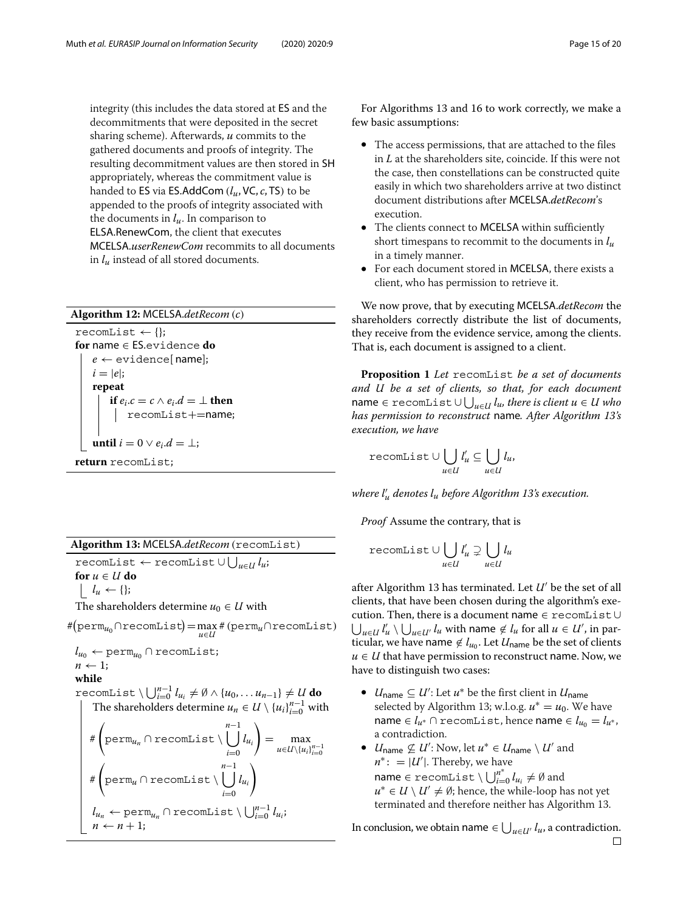integrity (this includes the data stored at ES and the decommitments that were deposited in the secret sharing scheme). Afterwards, $u$ commits to the gathered documents and proofs of integrity. The resulting decommitment values are then stored in SH appropriately, whereas the commitment value is handed to ES via ES.AddCom $(l_u, \mathsf{VC}, c, \mathsf{TS})$ to be appended to the proofs of integrity associated with the documents in $l_u$. In comparison to ELSA.RenewCom, the client that executes MCELSA.*userRenewCom* recommits to all documents in $l_u$ instead of all stored documents.

**Algorithm 12:** MCELSA.*detRecom* $(c)$

```
recomList ← {};
for name ∈ ES.evidence do
    e ← evidence[name];
    i = |e|;
    repeat
        if e_i.c = c ∧ e_i.d = ⊥ then
            recomList+=name;
    until i = 0 ∨ e_i.d = ⊥;
return recomList;
```

**Algorithm 13:** MCELSA.*detRecom* (recomList)

```
recomList ← recomList ∪ ⋃_{u∈U} l_u;
for u ∈ U do
    l_u ← {};
The shareholders determine u_0 ∈ U with
#(perm_{u_0} ∩ recomList) = max_{u∈U} #(perm_u ∩ recomList)
l_{u_0} ← perm_{u_0} ∩ recomList;
n ← 1;
while
recomList \ ⋃_{i=0}^{n-1} l_{u_i} ≠ ∅ ∧ {u_0, ... u_{n-1}} ≠ U do
    The shareholders determine u_n ∈ U \ {u_i}_{i=0}^{n-1} with
    #(perm_{u_n} ∩ recomList \ ⋃_{i=0}^{n-1} l_{u_i}) = max_{u∈U\{u_i}_{i=0}^{n-1}}
    #(perm_u ∩ recomList \ ⋃_{i=0}^{n-1} l_{u_i})
    l_{u_n} ← perm_{u_n} ∩ recomList \ ⋃_{i=0}^{n-1} l_{u_i};
    n ← n + 1;
```

For Algorithms 13 and 16 to work correctly, we make a few basic assumptions:

- The access permissions, that are attached to the files in $L$ at the shareholders site, coincide. If this were not the case, then constellations can be constructed quite easily in which two shareholders arrive at two distinct document distributions after MCELSA.*detRecom*'s execution.
- The clients connect to MCELSA within sufficiently short timespans to recommit to the documents in $l_u$ in a timely manner.
- For each document stored in MCELSA, there exists a client, who has permission to retrieve it.

We now prove, that by executing MCELSA.*detRecom* the shareholders correctly distribute the list of documents, they receive from the evidence service, among the clients. That is, each document is assigned to a client.

**Proposition 1** *Let* recomList *be a set of documents and $U$ be a set of clients, so that, for each document* name $\in$ recomList $\cup \bigcup_{u \in U} l_u$*, there is client $u \in U$ who has permission to reconstruct* name*. After Algorithm 13's execution, we have*

$$\texttt{recomList} \cup \bigcup_{u \in U} l'_u \subseteq \bigcup_{u \in U} l_u,$$

*where $l'_u$ denotes $l_u$ before Algorithm 13's execution.*

*Proof* Assume the contrary, that is

$$\texttt{recomList} \cup \bigcup_{u \in U} l'_u \supsetneq \bigcup_{u \in U} l_u$$

after Algorithm 13 has terminated. Let $U'$ be the set of all clients, that have been chosen during the algorithm's execution. Then, there is a document name $\in$ recomList $\cup \bigcup_{u \in U} l'_u \setminus \bigcup_{u \in U'} l_u$ with name $\notin l_u$ for all $u \in U'$, in particular, we have name $\notin l_{u_0}$. Let $U_{\mathsf{name}}$ be the set of clients $u \in U$ that have permission to reconstruct name. Now, we have to distinguish two cases:

- $U_{\mathsf{name}} \subseteq U'$: Let $u^*$ be the first client in $U_{\mathsf{name}}$ selected by Algorithm 13; w.l.o.g. $u^* = u_0$. We have name $\in l_{u^*} \cap$ recomList, hence name $\in l_{u_0} = l_{u^*}$, a contradiction.
- $U_{\mathsf{name}} \not\subseteq U'$: Now, let $u^* \in U_{\mathsf{name}} \setminus U'$ and $n^* := |U'|$. Thereby, we have name $\in$ recomList $\setminus \bigcup_{i=0}^{n^*} l_{u_i} \neq \emptyset$ and $u^* \in U \setminus U' \neq \emptyset$; hence, the while-loop has not yet terminated and therefore neither has Algorithm 13.

In conclusion, we obtain name $\in \bigcup_{u \in U'} l_u$, a contradiction. □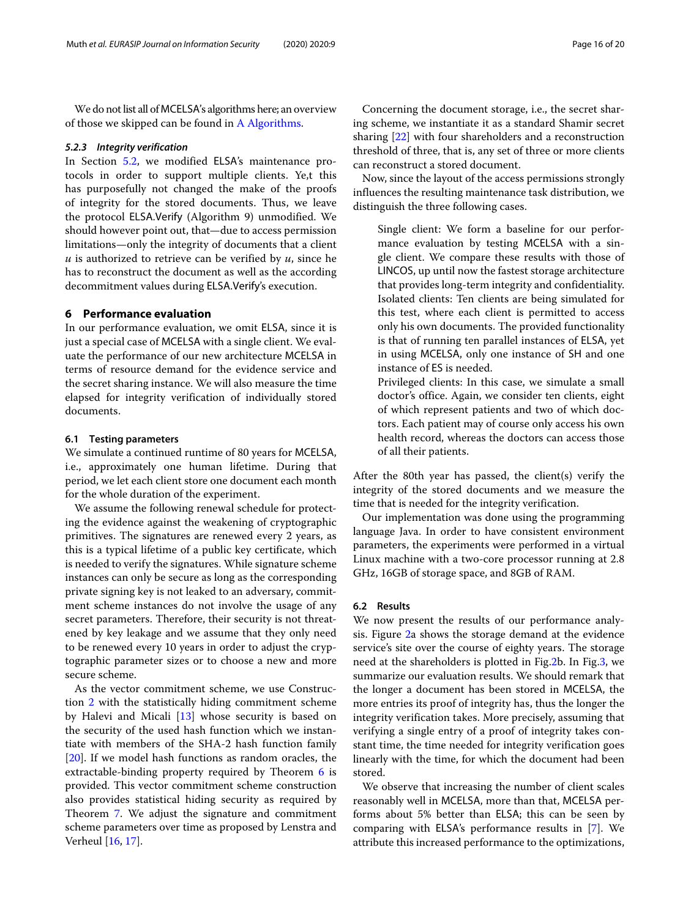We do not list all of MCELSA's algorithms here; an overview of those we skipped can be found in A Algorithms.

#### 5.2.3 *Integrity verification*

In Section 5.2, we modified ELSA's maintenance protocols in order to support multiple clients. Ye,t this has purposefully not changed the make of the proofs of integrity for the stored documents. Thus, we leave the protocol ELSA.Verify (Algorithm 9) unmodified. We should however point out, that—due to access permission limitations—only the integrity of documents that a client $u$ is authorized to retrieve can be verified by $u$, since he has to reconstruct the document as well as the according decommitment values during ELSA.Verify's execution.

## 6 Performance evaluation

In our performance evaluation, we omit ELSA, since it is just a special case of MCELSA with a single client. We evaluate the performance of our new architecture MCELSA in terms of resource demand for the evidence service and the secret sharing instance. We will also measure the time elapsed for integrity verification of individually stored documents.

### 6.1 Testing parameters

We simulate a continued runtime of 80 years for MCELSA, i.e., approximately one human lifetime. During that period, we let each client store one document each month for the whole duration of the experiment.

We assume the following renewal schedule for protecting the evidence against the weakening of cryptographic primitives. The signatures are renewed every 2 years, as this is a typical lifetime of a public key certificate, which is needed to verify the signatures. While signature scheme instances can only be secure as long as the corresponding private signing key is not leaked to an adversary, commitment scheme instances do not involve the usage of any secret parameters. Therefore, their security is not threatened by key leakage and we assume that they only need to be renewed every 10 years in order to adjust the cryptographic parameter sizes or to choose a new and more secure scheme.

As the vector commitment scheme, we use Construction 2 with the statistically hiding commitment scheme by Halevi and Micali [13] whose security is based on the security of the used hash function which we instantiate with members of the SHA-2 hash function family [20]. If we model hash functions as random oracles, the extractable-binding property required by Theorem 6 is provided. This vector commitment scheme construction also provides statistical hiding security as required by Theorem 7. We adjust the signature and commitment scheme parameters over time as proposed by Lenstra and Verheul [16, 17].

Concerning the document storage, i.e., the secret sharing scheme, we instantiate it as a standard Shamir secret sharing [22] with four shareholders and a reconstruction threshold of three, that is, any set of three or more clients can reconstruct a stored document.

Now, since the layout of the access permissions strongly influences the resulting maintenance task distribution, we distinguish the three following cases.

> Single client: We form a baseline for our performance evaluation by testing MCELSA with a single client. We compare these results with those of LINCOS, up until now the fastest storage architecture that provides long-term integrity and confidentiality.
> Isolated clients: Ten clients are being simulated for this test, where each client is permitted to access only his own documents. The provided functionality is that of running ten parallel instances of ELSA, yet in using MCELSA, only one instance of SH and one instance of ES is needed.
> Privileged clients: In this case, we simulate a small doctor's office. Again, we consider ten clients, eight of which represent patients and two of which doctors. Each patient may of course only access his own health record, whereas the doctors can access those of all their patients.

After the 80th year has passed, the client(s) verify the integrity of the stored documents and we measure the time that is needed for the integrity verification.

Our implementation was done using the programming language Java. In order to have consistent environment parameters, the experiments were performed in a virtual Linux machine with a two-core processor running at 2.8 GHz, 16GB of storage space, and 8GB of RAM.

### 6.2 Results

We now present the results of our performance analysis. Figure 2a shows the storage demand at the evidence service's site over the course of eighty years. The storage need at the shareholders is plotted in Fig.2b. In Fig.3, we summarize our evaluation results. We should remark that the longer a document has been stored in MCELSA, the more entries its proof of integrity has, thus the longer the integrity verification takes. More precisely, assuming that verifying a single entry of a proof of integrity takes constant time, the time needed for integrity verification goes linearly with the time, for which the document had been stored.

We observe that increasing the number of client scales reasonably well in MCELSA, more than that, MCELSA performs about 5% better than ELSA; this can be seen by comparing with ELSA's performance results in [7]. We attribute this increased performance to the optimizations,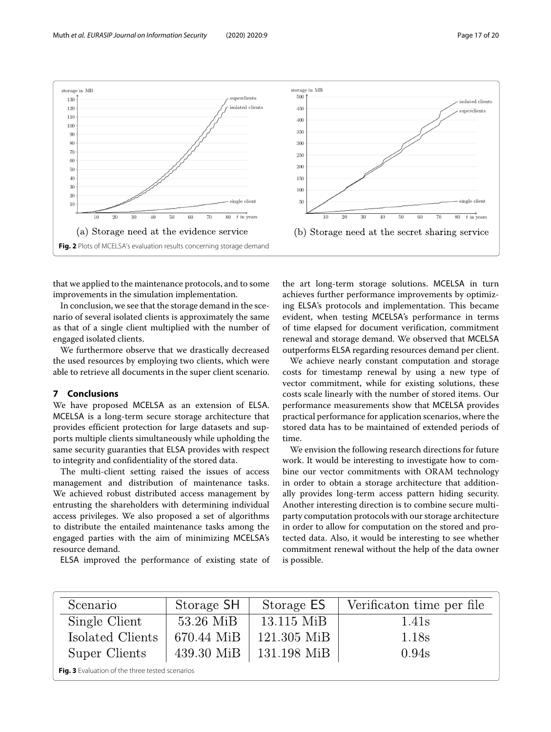(a) Storage need at the evidence service

(b) Storage need at the secret sharing service

**Fig. 2** Plots of MCELSA's evaluation results concerning storage demand

that we applied to the maintenance protocols, and to some improvements in the simulation implementation.

In conclusion, we see that the storage demand in the scenario of several isolated clients is approximately the same as that of a single client multiplied with the number of engaged isolated clients.

We furthermore observe that we drastically decreased the used resources by employing two clients, which were able to retrieve all documents in the super client scenario.

## 7 Conclusions

We have proposed MCELSA as an extension of ELSA. MCELSA is a long-term secure storage architecture that provides efficient protection for large datasets and supports multiple clients simultaneously while upholding the same security guaranties that ELSA provides with respect to integrity and confidentiality of the stored data.

The multi-client setting raised the issues of access management and distribution of maintenance tasks. We achieved robust distributed access management by entrusting the shareholders with determining individual access privileges. We also proposed a set of algorithms to distribute the entailed maintenance tasks among the engaged parties with the aim of minimizing MCELSA's resource demand.

ELSA improved the performance of existing state of the art long-term storage solutions. MCELSA in turn achieves further performance improvements by optimizing ELSA's protocols and implementation. This became evident, when testing MCELSA's performance in terms of time elapsed for document verification, commitment renewal and storage demand. We observed that MCELSA outperforms ELSA regarding resources demand per client.

We achieve nearly constant computation and storage costs for timestamp renewal by using a new type of vector commitment, while for existing solutions, these costs scale linearly with the number of stored items. Our performance measurements show that MCELSA provides practical performance for application scenarios, where the stored data has to be maintained of extended periods of time.

We envision the following research directions for future work. It would be interesting to investigate how to combine our vector commitments with ORAM technology in order to obtain a storage architecture that additionally provides long-term access pattern hiding security. Another interesting direction is to combine secure multiparty computation protocols with our storage architecture in order to allow for computation on the stored and protected data. Also, it would be interesting to see whether commitment renewal without the help of the data owner is possible.

| Scenario | Storage SH | Storage ES | Verificaton time per file |
| --- | --- | --- | --- |
| Single Client | 53.26 MiB | 13.115 MiB | 1.41s |
| Isolated Clients | 670.44 MiB | 121.305 MiB | 1.18s |
| Super Clients | 439.30 MiB | 131.198 MiB | 0.94s |

**Fig. 3** Evaluation of the three tested scenarios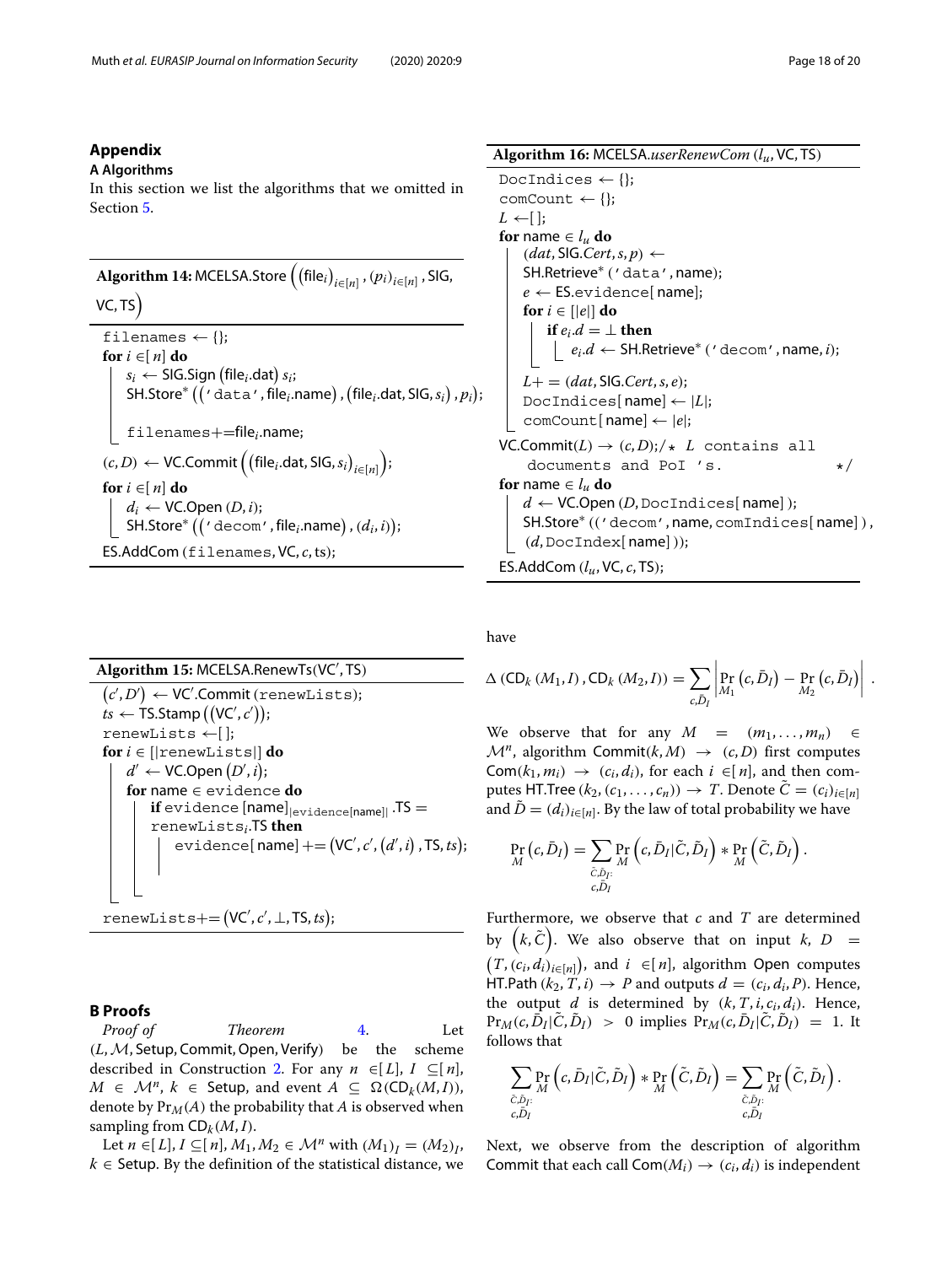## Appendix

### A Algorithms

In this section we list the algorithms that we omitted in Section 5.

**Algorithm 14:** MCELSA.Store $\left((\text{file}_i)_{i\in[n]}, (p_i)_{i\in[n]}, \text{SIG}, \text{VC}, \text{TS}\right)$

```
filenames ← {};
for i ∈ [n] do
    s_i ← SIG.Sign(file_i.dat) s_i;
    SH.Store*(('data', file_i.name), (file_i.dat, SIG, s_i), p_i);
    filenames += file_i.name;
(c, D) ← VC.Commit((file_i.dat, SIG, s_i)_{i∈[n]});
for i ∈ [n] do
    d_i ← VC.Open(D, i);
    SH.Store*(('decom', file_i.name), (d_i, i));
ES.AddCom(filenames, VC, c, ts);
```

**Algorithm 15:** MCELSA.RenewTs(VC′, TS)

```
(c′, D′) ← VC′.Commit(renewLists);
ts ← TS.Stamp((VC′, c′));
renewLists ← [];
for i ∈ [|renewLists|] do
    d′ ← VC.Open(D′, i);
    for name ∈ evidence do
        if evidence[name]_{|evidence[name]|}.TS = renewLists_i.TS then
            evidence[name] += (VC′, c′, (d′, i), TS, ts);
renewLists += (VC′, c′, ⊥, TS, ts);
```

**Algorithm 16:** MCELSA.*userRenewCom* $(l_u, \text{VC}, \text{TS})$

```
DocIndices ← {};
comCount ← {};
L ← [];
for name ∈ l_u do
    (dat, SIG.Cert, s, p) ← SH.Retrieve*('data', name);
    e ← ES.evidence[name];
    for i ∈ [|e|] do
        if e_i.d = ⊥ then
            e_i.d ← SH.Retrieve*('decom', name, i);
    L += (dat, SIG.Cert, s, e);
    DocIndices[name] ← |L|;
    comCount[name] ← |e|;
VC.Commit(L) → (c, D); /* L contains all documents and PoI 's. */
for name ∈ l_u do
    d ← VC.Open(D, DocIndices[name]);
    SH.Store*(('decom', name, comIndices[name]), (d, DocIndex[name]));
ES.AddCom(l_u, VC, c, TS);
```

### B Proofs

*Proof of Theorem 4.* Let $(L, \mathcal{M}, \text{Setup}, \text{Commit}, \text{Open}, \text{Verify})$ be the scheme described in Construction 2. For any $n \in [L]$, $I \subseteq [n]$, $M \in \mathcal{M}^n$, $k \in \text{Setup}$, and event $A \subseteq \Omega(\text{CD}_k(M, I))$, denote by $\Pr_M(A)$ the probability that $A$ is observed when sampling from $\text{CD}_k(M, I)$.

Let $n \in [L]$, $I \subseteq [n]$, $M_1, M_2 \in \mathcal{M}^n$ with $(M_1)_I = (M_2)_I$, $k \in \text{Setup}$. By the definition of the statistical distance, we have

$$\Delta\left(\text{CD}_k(M_1, I), \text{CD}_k(M_2, I)\right) = \sum_{c, \bar{D}_I} \left| \Pr_{M_1}\left(c, \bar{D}_I\right) - \Pr_{M_2}\left(c, \bar{D}_I\right) \right| .$$

We observe that for any $M = (m_1, \ldots, m_n) \in \mathcal{M}^n$, algorithm $\text{Commit}(k, M) \to (c, D)$ first computes $\text{Com}(k_1, m_i) \to (c_i, d_i)$, for each $i \in [n]$, and then computes $\text{HT.Tree}(k_2, (c_1, \ldots, c_n)) \to T$. Denote $\tilde{C} = (c_i)_{i\in[n]}$ and $\tilde{D} = (d_i)_{i\in[n]}$. By the law of total probability we have

$$\Pr_M\left(c, \bar{D}_I\right) = \sum_{\substack{\tilde{C}, \tilde{D}_I: \\ c, \bar{D}_I}} \Pr_M\left(c, \bar{D}_I | \tilde{C}, \tilde{D}_I\right) * \Pr_M\left(\tilde{C}, \tilde{D}_I\right).$$

Furthermore, we observe that $c$ and $T$ are determined by $\left(k, \tilde{C}\right)$. We also observe that on input $k$, $D = \left(T, (c_i, d_i)_{i\in[n]}\right)$, and $i \in [n]$, algorithm Open computes $\text{HT.Path}(k_2, T, i) \to P$ and outputs $d = (c_i, d_i, P)$. Hence, the output $d$ is determined by $(k, T, i, c_i, d_i)$. Hence, $\Pr_M(c, \bar{D}_I | \tilde{C}, \tilde{D}_I) > 0$ implies $\Pr_M(c, \bar{D}_I | \tilde{C}, \tilde{D}_I) = 1$. It follows that

$$\sum_{\substack{\tilde{C}, \tilde{D}_I: \\ c, \bar{D}_I}} \Pr_M\left(c, \bar{D}_I | \tilde{C}, \tilde{D}_I\right) * \Pr_M\left(\tilde{C}, \tilde{D}_I\right) = \sum_{\substack{\tilde{C}, \tilde{D}_I: \\ c, \bar{D}_I}} \Pr_M\left(\tilde{C}, \tilde{D}_I\right).$$

Next, we observe from the description of algorithm Commit that each call $\text{Com}(M_i) \to (c_i, d_i)$ is independent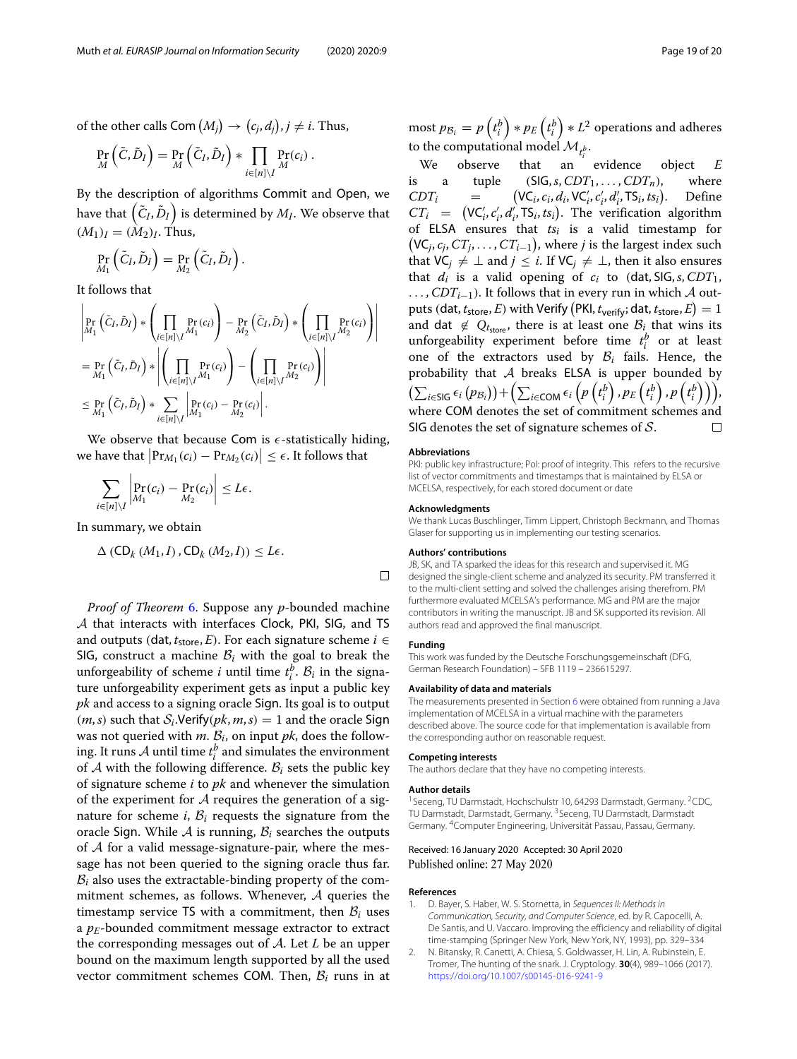of the other calls $\mathsf{Com}(M_j) \to (c_j, d_j), j \neq i$. Thus,

$$\Pr_M\left(\tilde{C}, \tilde{D}\right) = \Pr_M\left(\tilde{C}_I, \tilde{D}_I\right) * \prod_{i \in [n] \setminus I} \Pr_M(c_i)\,.$$

By the description of algorithms Commit and Open, we have that $\left(\tilde{C}_I, \tilde{D}_I\right)$ is determined by $M_I$. We observe that $(M_1)_I = (M_2)_I$. Thus,

$$\Pr_{M_1}\left(\tilde{C}_I, \tilde{D}_I\right) = \Pr_{M_2}\left(\tilde{C}_I, \tilde{D}_I\right).$$

It follows that

$$\begin{aligned}
&\left|\Pr_{M_1}\left(\tilde{C}_I, \tilde{D}_I\right) * \left(\prod_{i \in [n] \setminus I} \Pr_{M_1}(c_i)\right) - \Pr_{M_2}\left(\tilde{C}_I, \tilde{D}_I\right) * \left(\prod_{i \in [n] \setminus I} \Pr_{M_2}(c_i)\right)\right| \\
&= \Pr_{M_1}\left(\tilde{C}_I, \tilde{D}_I\right) * \left|\left(\prod_{i \in [n] \setminus I} \Pr_{M_1}(c_i)\right) - \left(\prod_{i \in [n] \setminus I} \Pr_{M_2}(c_i)\right)\right| \\
&\leq \Pr_{M_1}\left(\tilde{C}_I, \tilde{D}_I\right) * \sum_{i \in [n] \setminus I} \left|\Pr_{M_1}(c_i) - \Pr_{M_2}(c_i)\right|.
\end{aligned}$$

We observe that because Com is $\epsilon$-statistically hiding, we have that $\left|\Pr_{M_1}(c_i) - \Pr_{M_2}(c_i)\right| \leq \epsilon$. It follows that

$$\sum_{i \in [n] \setminus I} \left|\Pr_{M_1}(c_i) - \Pr_{M_2}(c_i)\right| \leq L\epsilon.$$

In summary, we obtain

$$\Delta\left(\mathsf{CD}_k\left(M_1, I\right), \mathsf{CD}_k\left(M_2, I\right)\right) \leq L\epsilon.$$

□

*Proof of Theorem 6.* Suppose any $p$-bounded machine $\mathcal{A}$ that interacts with interfaces Clock, PKI, SIG, and TS and outputs $(\mathsf{dat}, t_{\mathsf{store}}, E)$. For each signature scheme $i \in$ SIG, construct a machine $\mathcal{B}_i$ with the goal to break the unforgeability of scheme $i$ until time $t_i^b$. $\mathcal{B}_i$ in the signature unforgeability experiment gets as input a public key $pk$ and access to a signing oracle Sign. Its goal is to output $(m, s)$ such that $\mathcal{S}_i.\mathsf{Verify}(pk, m, s) = 1$ and the oracle Sign was not queried with $m$. $\mathcal{B}_i$, on input $pk$, does the following. It runs $\mathcal{A}$ until time $t_i^b$ and simulates the environment of $\mathcal{A}$ with the following difference. $\mathcal{B}_i$ sets the public key of signature scheme $i$ to $pk$ and whenever the simulation of the experiment for $\mathcal{A}$ requires the generation of a signature for scheme $i$, $\mathcal{B}_i$ requests the signature from the oracle Sign. While $\mathcal{A}$ is running, $\mathcal{B}_i$ searches the outputs of $\mathcal{A}$ for a valid message-signature-pair, where the message has not been queried to the signing oracle thus far. $\mathcal{B}_i$ also uses the extractable-binding property of the commitment schemes, as follows. Whenever, $\mathcal{A}$ queries the timestamp service TS with a commitment, then $\mathcal{B}_i$ uses a $p_E$-bounded commitment message extractor to extract the corresponding messages out of $\mathcal{A}$. Let $L$ be an upper bound on the maximum length supported by all the used vector commitment schemes COM. Then, $\mathcal{B}_i$ runs in at most $p_{\mathcal{B}_i} = p\left(t_i^b\right) * p_E\left(t_i^b\right) * L^2$ operations and adheres to the computational model $\mathcal{M}_{t_i^b}$.

We observe that an evidence object $E$ is a tuple $(\mathsf{SIG}, s, CDT_1, \ldots, CDT_n)$, where $CDT_i = \left(\mathsf{VC}_i, c_i, d_i, \mathsf{VC}'_i, c'_i, d'_i, \mathsf{TS}_i, ts_i\right)$. Define $CT_i = \left(\mathsf{VC}'_i, c'_i, d'_i, \mathsf{TS}_i, ts_i\right)$. The verification algorithm of ELSA ensures that $ts_i$ is a valid timestamp for $\left(\mathsf{VC}_j, c_j, CT_j, \ldots, CT_{i-1}\right)$, where $j$ is the largest index such that $\mathsf{VC}_j \neq \perp$ and $j \leq i$. If $\mathsf{VC}_j \neq \perp$, then it also ensures that $d_i$ is a valid opening of $c_i$ to $(\mathsf{dat}, \mathsf{SIG}, s, CDT_1, \ldots, CDT_{i-1})$. It follows that in every run in which $\mathcal{A}$ outputs $(\mathsf{dat}, t_{\mathsf{store}}, E)$ with $\mathsf{Verify}\left(\mathsf{PKI}, t_{\mathsf{verify}}; \mathsf{dat}, t_{\mathsf{store}}, E\right) = 1$ and $\mathsf{dat} \notin Q_{t_{\mathsf{store}}}$, there is at least one $\mathcal{B}_i$ that wins its unforgeability experiment before time $t_i^b$ or at least one of the extractors used by $\mathcal{B}_i$ fails. Hence, the probability that $\mathcal{A}$ breaks ELSA is upper bounded by $\left(\sum_{i \in \mathsf{SIG}} \epsilon_i\left(p_{\mathcal{B}_i}\right)\right) + \left(\sum_{i \in \mathsf{COM}} \epsilon_i\left(p\left(t_i^b\right), p_E\left(t_i^b\right), p\left(t_i^b\right)\right)\right)$, where COM denotes the set of commitment schemes and SIG denotes the set of signature schemes of $\mathcal{S}$. □

### Abbreviations

PKI: public key infrastructure; PoI: proof of integrity. This refers to the recursive list of vector commitments and timestamps that is maintained by ELSA or MCELSA, respectively, for each stored document or date

### Acknowledgments

We thank Lucas Buschlinger, Timm Lippert, Christoph Beckmann, and Thomas Glaser for supporting us in implementing our testing scenarios.

### Authors' contributions

JB, SK, and TA sparked the ideas for this research and supervised it. MG designed the single-client scheme and analyzed its security. PM transferred it to the multi-client setting and solved the challenges arising therefrom. PM furthermore evaluated MCELSA's performance. MG and PM are the major contributors in writing the manuscript. JB and SK supported its revision. All authors read and approved the final manuscript.

### Funding

This work was funded by the Deutsche Forschungsgemeinschaft (DFG, German Research Foundation) – SFB 1119 – 236615297.

### Availability of data and materials

The measurements presented in Section 6 were obtained from running a Java implementation of MCELSA in a virtual machine with the parameters described above. The source code for that implementation is available from the corresponding author on reasonable request.

### Competing interests

The authors declare that they have no competing interests.

### Author details

[1]Seceng, TU Darmstadt, Hochschulstr 10, 64293 Darmstadt, Germany. [2]CDC, TU Darmstadt, Darmstadt, Germany. [3]Seceng, TU Darmstadt, Darmstadt Germany. [4]Computer Engineering, Universität Passau, Passau, Germany.

Received: 16 January 2020 Accepted: 30 April 2020
Published online: 27 May 2020

### References

1. D. Bayer, S. Haber, W. S. Stornetta, in *Sequences II: Methods in Communication, Security, and Computer Science*, ed. by R. Capocelli, A. De Santis, and U. Vaccaro. Improving the efficiency and reliability of digital time-stamping (Springer New York, New York, NY, 1993), pp. 329–334
2. N. Bitansky, R. Canetti, A. Chiesa, S. Goldwasser, H. Lin, A. Rubinstein, E. Tromer, The hunting of the snark. J. Cryptology. **30**(4), 989–1066 (2017). https://doi.org/10.1007/s00145-016-9241-9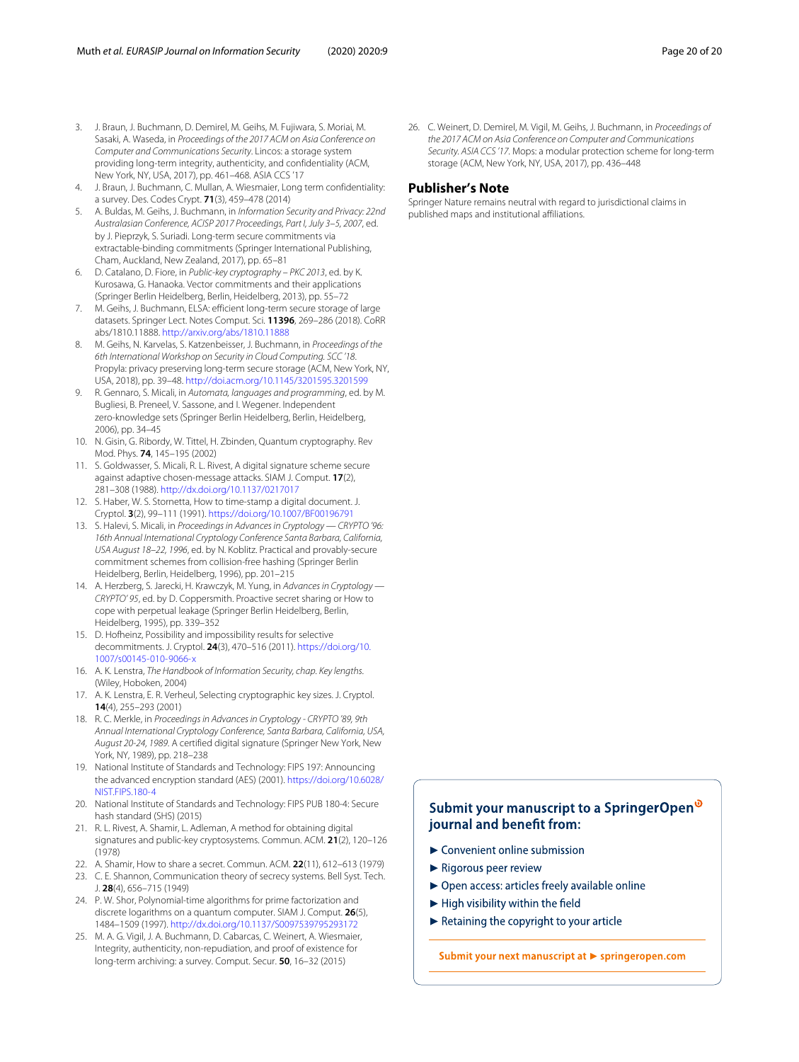3. J. Braun, J. Buchmann, D. Demirel, M. Geihs, M. Fujiwara, S. Moriai, M. Sasaki, A. Waseda, in *Proceedings of the 2017 ACM on Asia Conference on Computer and Communications Security*. Lincos: a storage system providing long-term integrity, authenticity, and confidentiality (ACM, New York, NY, USA, 2017), pp. 461–468. ASIA CCS '17
4. J. Braun, J. Buchmann, C. Mullan, A. Wiesmaier, Long term confidentiality: a survey. Des. Codes Crypt. **71**(3), 459–478 (2014)
5. A. Buldas, M. Geihs, J. Buchmann, in *Information Security and Privacy: 22nd Australasian Conference, ACISP 2017 Proceedings, Part I, July 3–5, 2007*, ed. by J. Pieprzyk, S. Suriadi. Long-term secure commitments via extractable-binding commitments (Springer International Publishing, Cham, Auckland, New Zealand, 2017), pp. 65–81
6. D. Catalano, D. Fiore, in *Public-key cryptography – PKC 2013*, ed. by K. Kurosawa, G. Hanaoka. Vector commitments and their applications (Springer Berlin Heidelberg, Berlin, Heidelberg, 2013), pp. 55–72
7. M. Geihs, J. Buchmann, ELSA: efficient long-term secure storage of large datasets. Springer Lect. Notes Comput. Sci. **11396**, 269–286 (2018). CoRR abs/1810.11888. http://arxiv.org/abs/1810.11888
8. M. Geihs, N. Karvelas, S. Katzenbeisser, J. Buchmann, in *Proceedings of the 6th International Workshop on Security in Cloud Computing. SCC '18*. Propyla: privacy preserving long-term secure storage (ACM, New York, NY, USA, 2018), pp. 39–48. http://doi.acm.org/10.1145/3201595.3201599
9. R. Gennaro, S. Micali, in *Automata, languages and programming*, ed. by M. Bugliesi, B. Preneel, V. Sassone, and I. Wegener. Independent zero-knowledge sets (Springer Berlin Heidelberg, Berlin, Heidelberg, 2006), pp. 34–45
10. N. Gisin, G. Ribordy, W. Tittel, H. Zbinden, Quantum cryptography. Rev Mod. Phys. **74**, 145–195 (2002)
11. S. Goldwasser, S. Micali, R. L. Rivest, A digital signature scheme secure against adaptive chosen-message attacks. SIAM J. Comput. **17**(2), 281–308 (1988). http://dx.doi.org/10.1137/0217017
12. S. Haber, W. S. Stornetta, How to time-stamp a digital document. J. Cryptol. **3**(2), 99–111 (1991). https://doi.org/10.1007/BF00196791
13. S. Halevi, S. Micali, in *Proceedings in Advances in Cryptology — CRYPTO '96: 16th Annual International Cryptology Conference Santa Barbara, California, USA August 18–22, 1996*, ed. by N. Koblitz. Practical and provably-secure commitment schemes from collision-free hashing (Springer Berlin Heidelberg, Berlin, Heidelberg, 1996), pp. 201–215
14. A. Herzberg, S. Jarecki, H. Krawczyk, M. Yung, in *Advances in Cryptology — CRYPTO' 95*, ed. by D. Coppersmith. Proactive secret sharing or How to cope with perpetual leakage (Springer Berlin Heidelberg, Berlin, Heidelberg, 1995), pp. 339–352
15. D. Hofheinz, Possibility and impossibility results for selective decommitments. J. Cryptol. **24**(3), 470–516 (2011). https://doi.org/10.1007/s00145-010-9066-x
16. A. K. Lenstra, *The Handbook of Information Security, chap. Key lengths*. (Wiley, Hoboken, 2004)
17. A. K. Lenstra, E. R. Verheul, Selecting cryptographic key sizes. J. Cryptol. **14**(4), 255–293 (2001)
18. R. C. Merkle, in *Proceedings in Advances in Cryptology - CRYPTO '89, 9th Annual International Cryptology Conference, Santa Barbara, California, USA, August 20-24, 1989*. A certified digital signature (Springer New York, New York, NY, 1989), pp. 218–238
19. National Institute of Standards and Technology: FIPS 197: Announcing the advanced encryption standard (AES) (2001). https://doi.org/10.6028/NIST.FIPS.180-4
20. National Institute of Standards and Technology: FIPS PUB 180-4: Secure hash standard (SHS) (2015)
21. R. L. Rivest, A. Shamir, L. Adleman, A method for obtaining digital signatures and public-key cryptosystems. Commun. ACM. **21**(2), 120–126 (1978)
22. A. Shamir, How to share a secret. Commun. ACM. **22**(11), 612–613 (1979)
23. C. E. Shannon, Communication theory of secrecy systems. Bell Syst. Tech. J. **28**(4), 656–715 (1949)
24. P. W. Shor, Polynomial-time algorithms for prime factorization and discrete logarithms on a quantum computer. SIAM J. Comput. **26**(5), 1484–1509 (1997). http://dx.doi.org/10.1137/S0097539795293172
25. M. A. G. Vigil, J. A. Buchmann, D. Cabarcas, C. Weinert, A. Wiesmaier, Integrity, authenticity, non-repudiation, and proof of existence for long-term archiving: a survey. Comput. Secur. **50**, 16–32 (2015)
26. C. Weinert, D. Demirel, M. Vigil, M. Geihs, J. Buchmann, in *Proceedings of the 2017 ACM on Asia Conference on Computer and Communications Security. ASIA CCS '17*. Mops: a modular protection scheme for long-term storage (ACM, New York, NY, USA, 2017), pp. 436–448

## Publisher's Note

Springer Nature remains neutral with regard to jurisdictional claims in published maps and institutional affiliations.

**Submit your manuscript to a SpringerOpen journal and benefit from:**

- ► Convenient online submission
- ► Rigorous peer review
- ► Open access: articles freely available online
- ► High visibility within the field
- ► Retaining the copyright to your article

**Submit your next manuscript at ► springeropen.com**